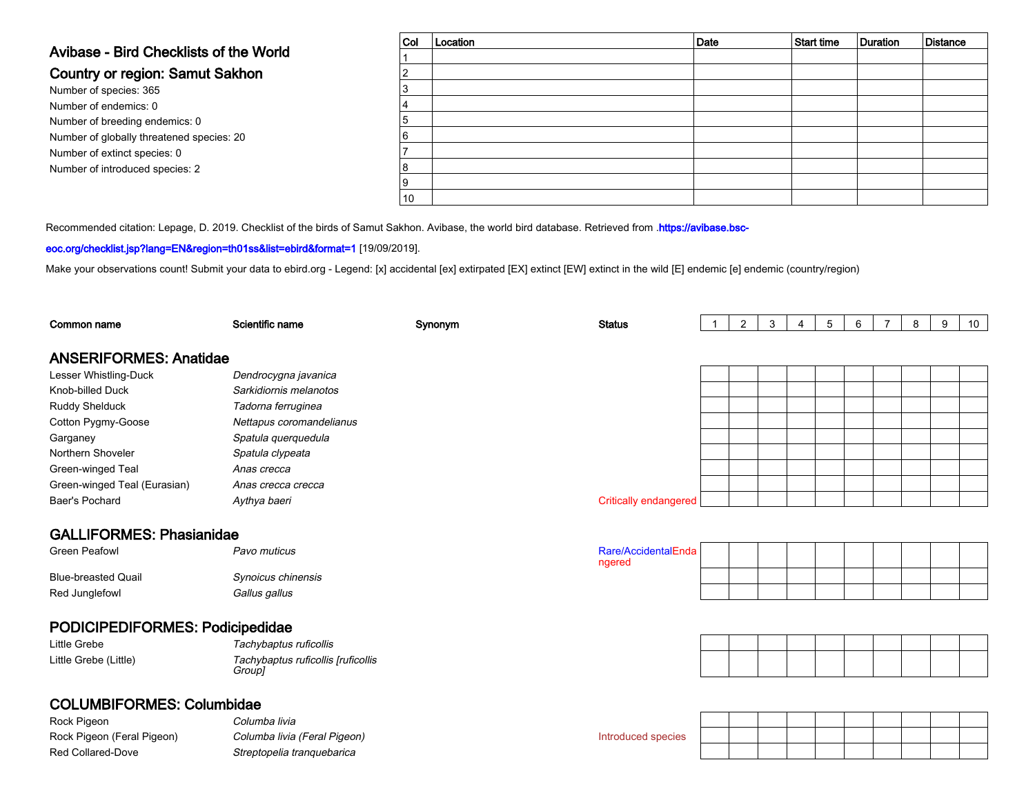## Avibase - Bird Checklists of the World

## Country or region: Samut Sakhon

Number of species: 365

Number of endemics: 0

Number of breeding endemics: 0

Number of globally threatened species: 20

Number of extinct species: 0

Number of introduced species: 2

| Col | Location | Date | Start time | Duration | Distance |
|---|---|---|---|---|---|
| 1 | | | | | |
| 2 | | | | | |
| 3 | | | | | |
| 4 | | | | | |
| 5 | | | | | |
| 6 | | | | | |
| 7 | | | | | |
| 8 | | | | | |
| 9 | | | | | |
| 10 | | | | | |

Recommended citation: Lepage, D. 2019. Checklist of the birds of Samut Sakhon. Avibase, the world bird database. Retrieved from .https://avibase.bsc-eoc.org/checklist.jsp?lang=EN&region=th01ss&list=ebird&format=1 [19/09/2019].

Make your observations count! Submit your data to ebird.org - Legend: [x] accidental [ex] extirpated [EX] extinct [EW] extinct in the wild [E] endemic [e] endemic (country/region)

| Common name | Scientific name | Synonym | Status | 1 | 2 | 3 | 4 | 5 | 6 | 7 | 8 | 9 | 10 |
|---|---|---|---|---|---|---|---|---|---|---|---|---|---|
| **ANSERIFORMES: Anatidae** | | | | | | | | | | | | | |
| Lesser Whistling-Duck | *Dendrocygna javanica* | | | | | | | | | | | | |
| Knob-billed Duck | *Sarkidiornis melanotos* | | | | | | | | | | | | |
| Ruddy Shelduck | *Tadorna ferruginea* | | | | | | | | | | | | |
| Cotton Pygmy-Goose | *Nettapus coromandelianus* | | | | | | | | | | | | |
| Garganey | *Spatula querquedula* | | | | | | | | | | | | |
| Northern Shoveler | *Spatula clypeata* | | | | | | | | | | | | |
| Green-winged Teal | *Anas crecca* | | | | | | | | | | | | |
| Green-winged Teal (Eurasian) | *Anas crecca crecca* | | | | | | | | | | | | |
| Baer's Pochard | *Aythya baeri* | | Critically endangered | | | | | | | | | | |
| **GALLIFORMES: Phasianidae** | | | | | | | | | | | | | |
| Green Peafowl | *Pavo muticus* | | Rare/Accidental Endangered | | | | | | | | | | |
| Blue-breasted Quail | *Synoicus chinensis* | | | | | | | | | | | | |
| Red Junglefowl | *Gallus gallus* | | | | | | | | | | | | |
| **PODICIPEDIFORMES: Podicipedidae** | | | | | | | | | | | | | |
| Little Grebe | *Tachybaptus ruficollis* | | | | | | | | | | | | |
| Little Grebe (Little) | *Tachybaptus ruficollis [ruficollis Group]* | | | | | | | | | | | | |
| **COLUMBIFORMES: Columbidae** | | | | | | | | | | | | | |
| Rock Pigeon | *Columba livia* | | | | | | | | | | | | |
| Rock Pigeon (Feral Pigeon) | *Columba livia (Feral Pigeon)* | | Introduced species | | | | | | | | | | |
| Red Collared-Dove | *Streptopelia tranquebarica* | | | | | | | | | | | | |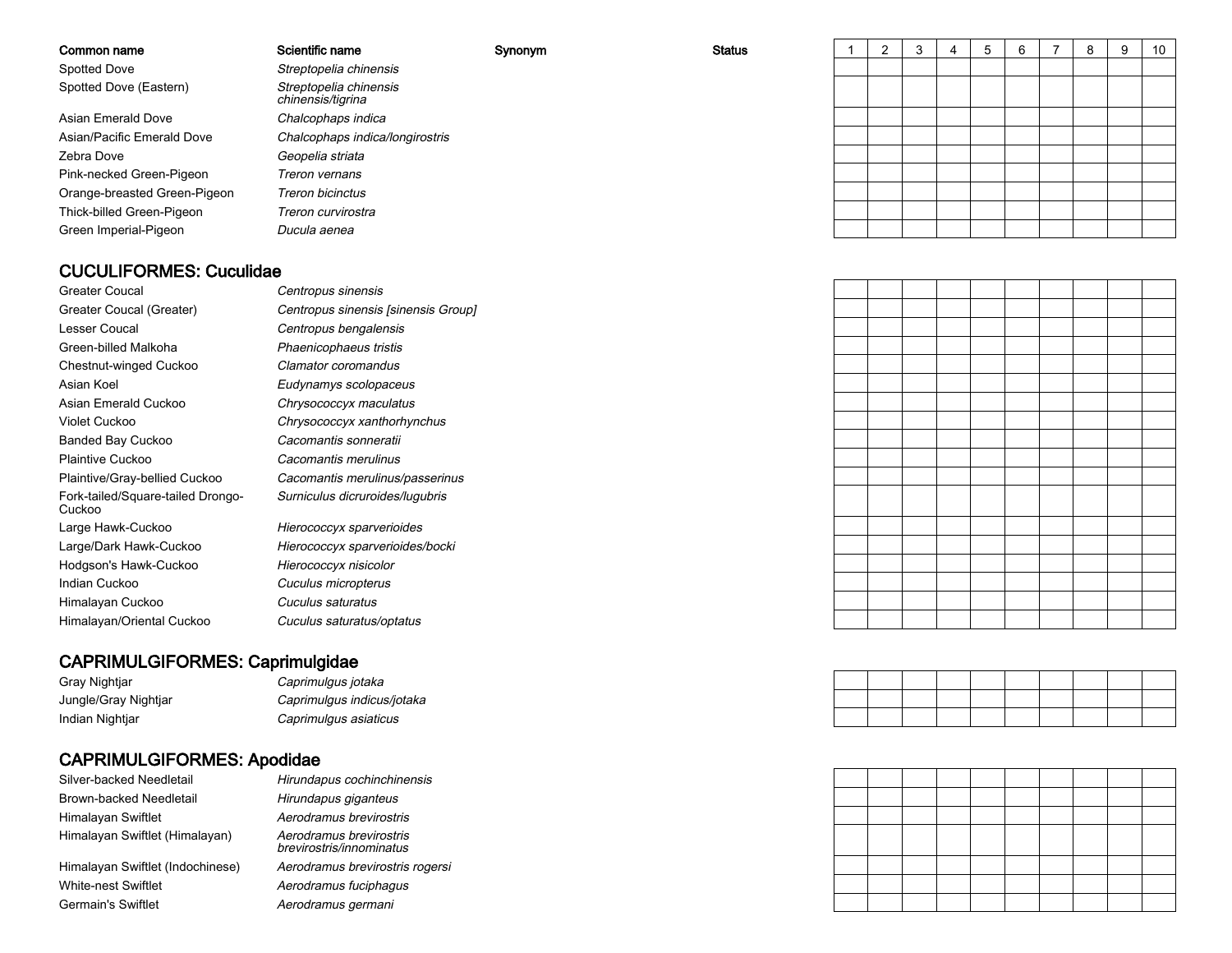| Common name | Scientific name | Synonym | Status | 1 | 2 | 3 | 4 | 5 | 6 | 7 | 8 | 9 | 10 |
|---|---|---|---|---|---|---|---|---|---|---|---|---|---|
| Spotted Dove | *Streptopelia chinensis* | | | | | | | | | | | | |
| Spotted Dove (Eastern) | *Streptopelia chinensis chinensis/tigrina* | | | | | | | | | | | | |
| Asian Emerald Dove | *Chalcophaps indica* | | | | | | | | | | | | |
| Asian/Pacific Emerald Dove | *Chalcophaps indica/longirostris* | | | | | | | | | | | | |
| Zebra Dove | *Geopelia striata* | | | | | | | | | | | | |
| Pink-necked Green-Pigeon | *Treron vernans* | | | | | | | | | | | | |
| Orange-breasted Green-Pigeon | *Treron bicinctus* | | | | | | | | | | | | |
| Thick-billed Green-Pigeon | *Treron curvirostra* | | | | | | | | | | | | |
| Green Imperial-Pigeon | *Ducula aenea* | | | | | | | | | | | | |

## CUCULIFORMES: Cuculidae

| Common name | Scientific name | Synonym | Status | 1 | 2 | 3 | 4 | 5 | 6 | 7 | 8 | 9 | 10 |
|---|---|---|---|---|---|---|---|---|---|---|---|---|---|
| Greater Coucal | *Centropus sinensis* | | | | | | | | | | | | |
| Greater Coucal (Greater) | *Centropus sinensis [sinensis Group]* | | | | | | | | | | | | |
| Lesser Coucal | *Centropus bengalensis* | | | | | | | | | | | | |
| Green-billed Malkoha | *Phaenicophaeus tristis* | | | | | | | | | | | | |
| Chestnut-winged Cuckoo | *Clamator coromandus* | | | | | | | | | | | | |
| Asian Koel | *Eudynamys scolopaceus* | | | | | | | | | | | | |
| Asian Emerald Cuckoo | *Chrysococcyx maculatus* | | | | | | | | | | | | |
| Violet Cuckoo | *Chrysococcyx xanthorhynchus* | | | | | | | | | | | | |
| Banded Bay Cuckoo | *Cacomantis sonneratii* | | | | | | | | | | | | |
| Plaintive Cuckoo | *Cacomantis merulinus* | | | | | | | | | | | | |
| Plaintive/Gray-bellied Cuckoo | *Cacomantis merulinus/passerinus* | | | | | | | | | | | | |
| Fork-tailed/Square-tailed Drongo-Cuckoo | *Surniculus dicruroides/lugubris* | | | | | | | | | | | | |
| Large Hawk-Cuckoo | *Hierococcyx sparverioides* | | | | | | | | | | | | |
| Large/Dark Hawk-Cuckoo | *Hierococcyx sparverioides/bocki* | | | | | | | | | | | | |
| Hodgson's Hawk-Cuckoo | *Hierococcyx nisicolor* | | | | | | | | | | | | |
| Indian Cuckoo | *Cuculus micropterus* | | | | | | | | | | | | |
| Himalayan Cuckoo | *Cuculus saturatus* | | | | | | | | | | | | |
| Himalayan/Oriental Cuckoo | *Cuculus saturatus/optatus* | | | | | | | | | | | | |

## CAPRIMULGIFORMES: Caprimulgidae

| Common name | Scientific name | Synonym | Status | 1 | 2 | 3 | 4 | 5 | 6 | 7 | 8 | 9 | 10 |
|---|---|---|---|---|---|---|---|---|---|---|---|---|---|
| Gray Nightjar | *Caprimulgus jotaka* | | | | | | | | | | | | |
| Jungle/Gray Nightjar | *Caprimulgus indicus/jotaka* | | | | | | | | | | | | |
| Indian Nightjar | *Caprimulgus asiaticus* | | | | | | | | | | | | |

## CAPRIMULGIFORMES: Apodidae

| Common name | Scientific name | Synonym | Status | 1 | 2 | 3 | 4 | 5 | 6 | 7 | 8 | 9 | 10 |
|---|---|---|---|---|---|---|---|---|---|---|---|---|---|
| Silver-backed Needletail | *Hirundapus cochinchinensis* | | | | | | | | | | | | |
| Brown-backed Needletail | *Hirundapus giganteus* | | | | | | | | | | | | |
| Himalayan Swiftlet | *Aerodramus brevirostris* | | | | | | | | | | | | |
| Himalayan Swiftlet (Himalayan) | *Aerodramus brevirostris brevirostris/innominatus* | | | | | | | | | | | | |
| Himalayan Swiftlet (Indochinese) | *Aerodramus brevirostris rogersi* | | | | | | | | | | | | |
| White-nest Swiftlet | *Aerodramus fuciphagus* | | | | | | | | | | | | |
| Germain's Swiftlet | *Aerodramus germani* | | | | | | | | | | | | |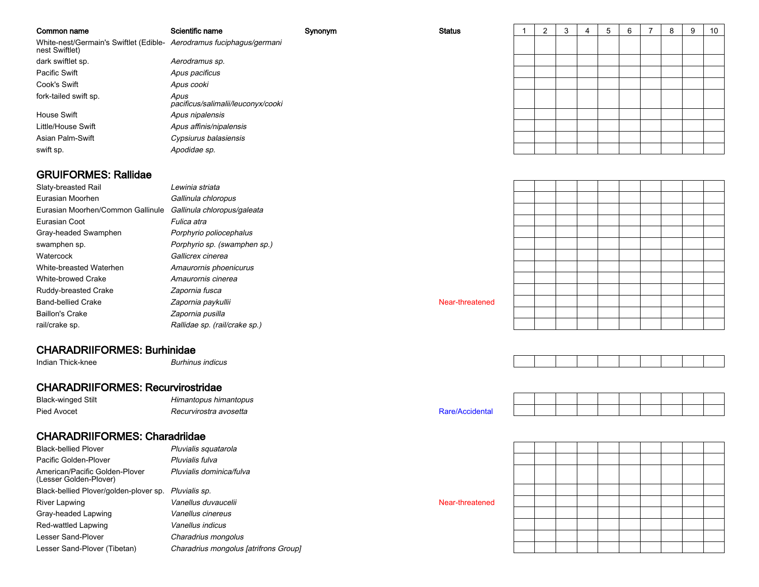| Common name | Scientific name | Synonym | Status | 1 | 2 | 3 | 4 | 5 | 6 | 7 | 8 | 9 | 10 |
|---|---|---|---|---|---|---|---|---|---|---|---|---|---|
| White-nest/Germain's Swiftlet (Edible-nest Swiftlet) | *Aerodramus fuciphagus/germani* | | | | | | | | | | | | |
| dark swiftlet sp. | *Aerodramus sp.* | | | | | | | | | | | | |
| Pacific Swift | *Apus pacificus* | | | | | | | | | | | | |
| Cook's Swift | *Apus cooki* | | | | | | | | | | | | |
| fork-tailed swift sp. | *Apus pacificus/salimalii/leuconyx/cooki* | | | | | | | | | | | | |
| House Swift | *Apus nipalensis* | | | | | | | | | | | | |
| Little/House Swift | *Apus affinis/nipalensis* | | | | | | | | | | | | |
| Asian Palm-Swift | *Cypsiurus balasiensis* | | | | | | | | | | | | |
| swift sp. | *Apodidae sp.* | | | | | | | | | | | | |

## GRUIFORMES: Rallidae

| Common name | Scientific name | Synonym | Status | 1 | 2 | 3 | 4 | 5 | 6 | 7 | 8 | 9 | 10 |
|---|---|---|---|---|---|---|---|---|---|---|---|---|---|
| Slaty-breasted Rail | *Lewinia striata* | | | | | | | | | | | | |
| Eurasian Moorhen | *Gallinula chloropus* | | | | | | | | | | | | |
| Eurasian Moorhen/Common Gallinule | *Gallinula chloropus/galeata* | | | | | | | | | | | | |
| Eurasian Coot | *Fulica atra* | | | | | | | | | | | | |
| Gray-headed Swamphen | *Porphyrio poliocephalus* | | | | | | | | | | | | |
| swamphen sp. | *Porphyrio sp. (swamphen sp.)* | | | | | | | | | | | | |
| Watercock | *Gallicrex cinerea* | | | | | | | | | | | | |
| White-breasted Waterhen | *Amaurornis phoenicurus* | | | | | | | | | | | | |
| White-browed Crake | *Amaurornis cinerea* | | | | | | | | | | | | |
| Ruddy-breasted Crake | *Zapornia fusca* | | | | | | | | | | | | |
| Band-bellied Crake | *Zapornia paykullii* | | Near-threatened | | | | | | | | | | |
| Baillon's Crake | *Zapornia pusilla* | | | | | | | | | | | | |
| rail/crake sp. | *Rallidae sp. (rail/crake sp.)* | | | | | | | | | | | | |

## CHARADRIIFORMES: Burhinidae

| Common name | Scientific name | Synonym | Status | 1 | 2 | 3 | 4 | 5 | 6 | 7 | 8 | 9 | 10 |
|---|---|---|---|---|---|---|---|---|---|---|---|---|---|
| Indian Thick-knee | *Burhinus indicus* | | | | | | | | | | | | |

## CHARADRIIFORMES: Recurvirostridae

| Common name | Scientific name | Synonym | Status | 1 | 2 | 3 | 4 | 5 | 6 | 7 | 8 | 9 | 10 |
|---|---|---|---|---|---|---|---|---|---|---|---|---|---|
| Black-winged Stilt | *Himantopus himantopus* | | | | | | | | | | | | |
| Pied Avocet | *Recurvirostra avosetta* | | Rare/Accidental | | | | | | | | | | |

## CHARADRIIFORMES: Charadriidae

| Common name | Scientific name | Synonym | Status | 1 | 2 | 3 | 4 | 5 | 6 | 7 | 8 | 9 | 10 |
|---|---|---|---|---|---|---|---|---|---|---|---|---|---|
| Black-bellied Plover | *Pluvialis squatarola* | | | | | | | | | | | | |
| Pacific Golden-Plover | *Pluvialis fulva* | | | | | | | | | | | | |
| American/Pacific Golden-Plover (Lesser Golden-Plover) | *Pluvialis dominica/fulva* | | | | | | | | | | | | |
| Black-bellied Plover/golden-plover sp. | *Pluvialis sp.* | | | | | | | | | | | | |
| River Lapwing | *Vanellus duvaucelii* | | Near-threatened | | | | | | | | | | |
| Gray-headed Lapwing | *Vanellus cinereus* | | | | | | | | | | | | |
| Red-wattled Lapwing | *Vanellus indicus* | | | | | | | | | | | | |
| Lesser Sand-Plover | *Charadrius mongolus* | | | | | | | | | | | | |
| Lesser Sand-Plover (Tibetan) | *Charadrius mongolus [atrifrons Group]* | | | | | | | | | | | | |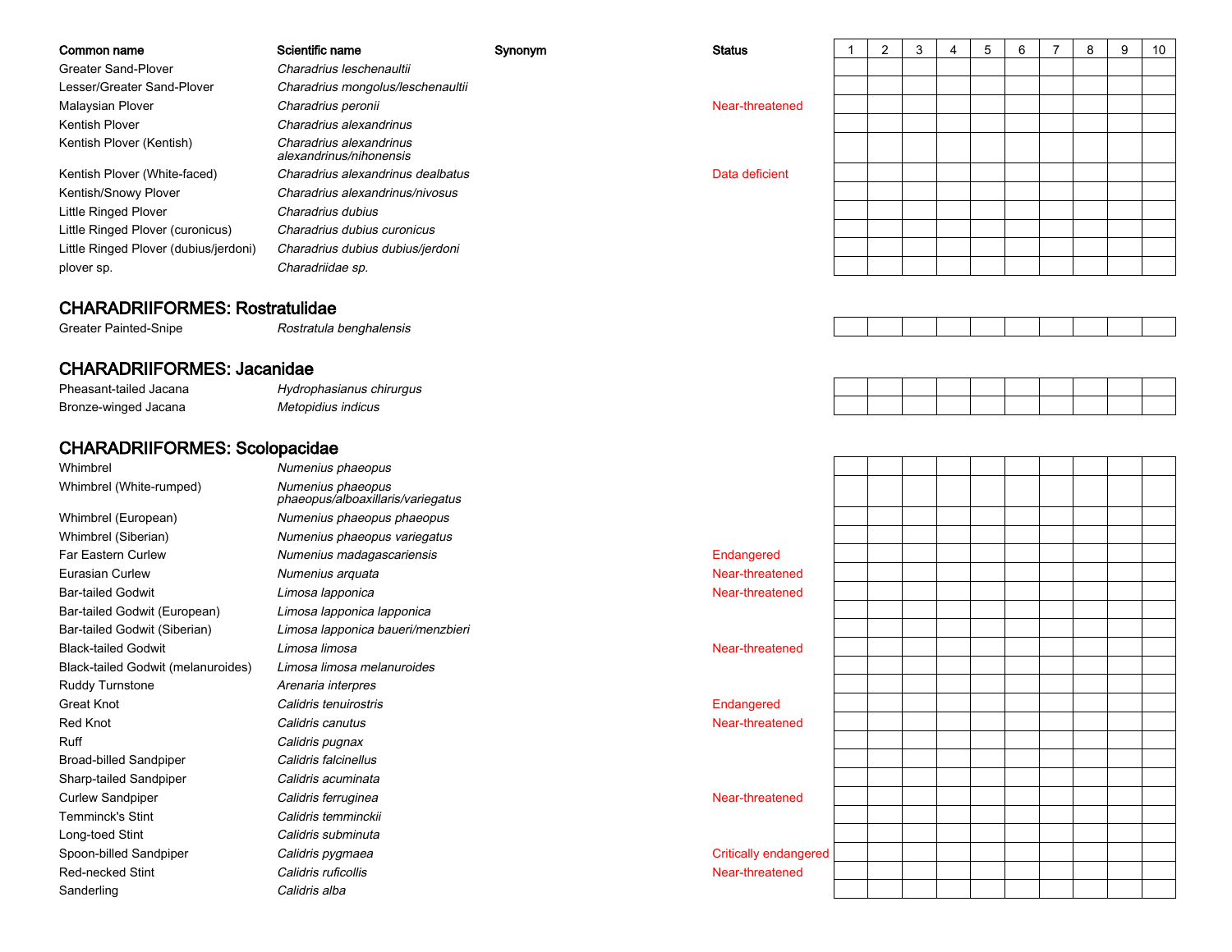| Common name | Scientific name | Synonym | Status | 1 | 2 | 3 | 4 | 5 | 6 | 7 | 8 | 9 | 10 |
|---|---|---|---|---|---|---|---|---|---|---|---|---|---|
| Greater Sand-Plover | *Charadrius leschenaultii* | | | | | | | | | | | | |
| Lesser/Greater Sand-Plover | *Charadrius mongolus/leschenaultii* | | | | | | | | | | | | |
| Malaysian Plover | *Charadrius peronii* | | Near-threatened | | | | | | | | | | |
| Kentish Plover | *Charadrius alexandrinus* | | | | | | | | | | | | |
| Kentish Plover (Kentish) | *Charadrius alexandrinus alexandrinus/nihonensis* | | | | | | | | | | | | |
| Kentish Plover (White-faced) | *Charadrius alexandrinus dealbatus* | | Data deficient | | | | | | | | | | |
| Kentish/Snowy Plover | *Charadrius alexandrinus/nivosus* | | | | | | | | | | | | |
| Little Ringed Plover | *Charadrius dubius* | | | | | | | | | | | | |
| Little Ringed Plover (curonicus) | *Charadrius dubius curonicus* | | | | | | | | | | | | |
| Little Ringed Plover (dubius/jerdoni) | *Charadrius dubius dubius/jerdoni* | | | | | | | | | | | | |
| plover sp. | *Charadriidae sp.* | | | | | | | | | | | | |

## CHARADRIIFORMES: Rostratulidae

| Common name | Scientific name | Synonym | Status | 1 | 2 | 3 | 4 | 5 | 6 | 7 | 8 | 9 | 10 |
|---|---|---|---|---|---|---|---|---|---|---|---|---|---|
| Greater Painted-Snipe | *Rostratula benghalensis* | | | | | | | | | | | | |

## CHARADRIIFORMES: Jacanidae

| Common name | Scientific name | Synonym | Status | 1 | 2 | 3 | 4 | 5 | 6 | 7 | 8 | 9 | 10 |
|---|---|---|---|---|---|---|---|---|---|---|---|---|---|
| Pheasant-tailed Jacana | *Hydrophasianus chirurgus* | | | | | | | | | | | | |
| Bronze-winged Jacana | *Metopidius indicus* | | | | | | | | | | | | |

## CHARADRIIFORMES: Scolopacidae

| Common name | Scientific name | Synonym | Status | 1 | 2 | 3 | 4 | 5 | 6 | 7 | 8 | 9 | 10 |
|---|---|---|---|---|---|---|---|---|---|---|---|---|---|
| Whimbrel | *Numenius phaeopus* | | | | | | | | | | | | |
| Whimbrel (White-rumped) | *Numenius phaeopus phaeopus/alboaxillaris/variegatus* | | | | | | | | | | | | |
| Whimbrel (European) | *Numenius phaeopus phaeopus* | | | | | | | | | | | | |
| Whimbrel (Siberian) | *Numenius phaeopus variegatus* | | | | | | | | | | | | |
| Far Eastern Curlew | *Numenius madagascariensis* | | Endangered | | | | | | | | | | |
| Eurasian Curlew | *Numenius arquata* | | Near-threatened | | | | | | | | | | |
| Bar-tailed Godwit | *Limosa lapponica* | | Near-threatened | | | | | | | | | | |
| Bar-tailed Godwit (European) | *Limosa lapponica lapponica* | | | | | | | | | | | | |
| Bar-tailed Godwit (Siberian) | *Limosa lapponica baueri/menzbieri* | | | | | | | | | | | | |
| Black-tailed Godwit | *Limosa limosa* | | Near-threatened | | | | | | | | | | |
| Black-tailed Godwit (melanuroides) | *Limosa limosa melanuroides* | | | | | | | | | | | | |
| Ruddy Turnstone | *Arenaria interpres* | | | | | | | | | | | | |
| Great Knot | *Calidris tenuirostris* | | Endangered | | | | | | | | | | |
| Red Knot | *Calidris canutus* | | Near-threatened | | | | | | | | | | |
| Ruff | *Calidris pugnax* | | | | | | | | | | | | |
| Broad-billed Sandpiper | *Calidris falcinellus* | | | | | | | | | | | | |
| Sharp-tailed Sandpiper | *Calidris acuminata* | | | | | | | | | | | | |
| Curlew Sandpiper | *Calidris ferruginea* | | Near-threatened | | | | | | | | | | |
| Temminck's Stint | *Calidris temminckii* | | | | | | | | | | | | |
| Long-toed Stint | *Calidris subminuta* | | | | | | | | | | | | |
| Spoon-billed Sandpiper | *Calidris pygmaea* | | Critically endangered | | | | | | | | | | |
| Red-necked Stint | *Calidris ruficollis* | | Near-threatened | | | | | | | | | | |
| Sanderling | *Calidris alba* | | | | | | | | | | | | |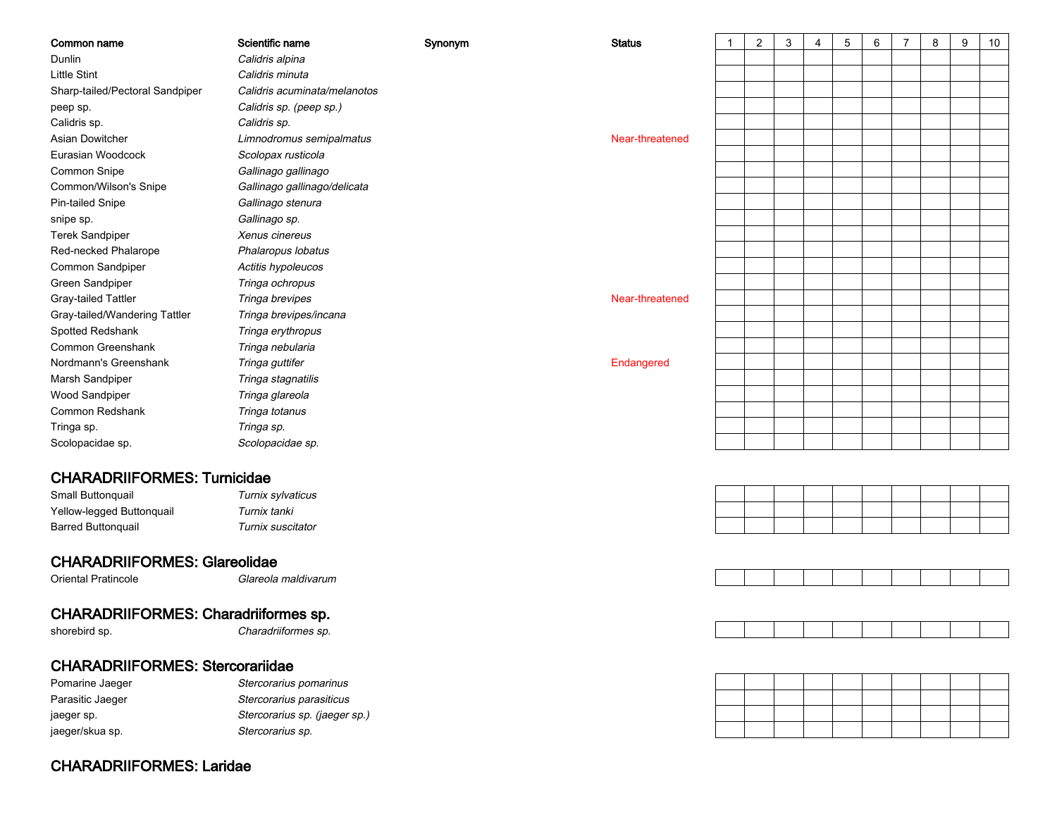| Common name | Scientific name | Synonym | Status | 1 | 2 | 3 | 4 | 5 | 6 | 7 | 8 | 9 | 10 |
|---|---|---|---|---|---|---|---|---|---|---|---|---|---|
| Dunlin | *Calidris alpina* | | | | | | | | | | | | |
| Little Stint | *Calidris minuta* | | | | | | | | | | | | |
| Sharp-tailed/Pectoral Sandpiper | *Calidris acuminata/melanotos* | | | | | | | | | | | | |
| peep sp. | *Calidris sp. (peep sp.)* | | | | | | | | | | | | |
| Calidris sp. | *Calidris sp.* | | | | | | | | | | | | |
| Asian Dowitcher | *Limnodromus semipalmatus* | | Near-threatened | | | | | | | | | | |
| Eurasian Woodcock | *Scolopax rusticola* | | | | | | | | | | | | |
| Common Snipe | *Gallinago gallinago* | | | | | | | | | | | | |
| Common/Wilson's Snipe | *Gallinago gallinago/delicata* | | | | | | | | | | | | |
| Pin-tailed Snipe | *Gallinago stenura* | | | | | | | | | | | | |
| snipe sp. | *Gallinago sp.* | | | | | | | | | | | | |
| Terek Sandpiper | *Xenus cinereus* | | | | | | | | | | | | |
| Red-necked Phalarope | *Phalaropus lobatus* | | | | | | | | | | | | |
| Common Sandpiper | *Actitis hypoleucos* | | | | | | | | | | | | |
| Green Sandpiper | *Tringa ochropus* | | | | | | | | | | | | |
| Gray-tailed Tattler | *Tringa brevipes* | | Near-threatened | | | | | | | | | | |
| Gray-tailed/Wandering Tattler | *Tringa brevipes/incana* | | | | | | | | | | | | |
| Spotted Redshank | *Tringa erythropus* | | | | | | | | | | | | |
| Common Greenshank | *Tringa nebularia* | | | | | | | | | | | | |
| Nordmann's Greenshank | *Tringa guttifer* | | Endangered | | | | | | | | | | |
| Marsh Sandpiper | *Tringa stagnatilis* | | | | | | | | | | | | |
| Wood Sandpiper | *Tringa glareola* | | | | | | | | | | | | |
| Common Redshank | *Tringa totanus* | | | | | | | | | | | | |
| Tringa sp. | *Tringa sp.* | | | | | | | | | | | | |
| Scolopacidae sp. | *Scolopacidae sp.* | | | | | | | | | | | | |

## CHARADRIIFORMES: Turnicidae

| Common name | Scientific name | Synonym | Status | 1 | 2 | 3 | 4 | 5 | 6 | 7 | 8 | 9 | 10 |
|---|---|---|---|---|---|---|---|---|---|---|---|---|---|
| Small Buttonquail | *Turnix sylvaticus* | | | | | | | | | | | | |
| Yellow-legged Buttonquail | *Turnix tanki* | | | | | | | | | | | | |
| Barred Buttonquail | *Turnix suscitator* | | | | | | | | | | | | |

## CHARADRIIFORMES: Glareolidae

| Common name | Scientific name | Synonym | Status | 1 | 2 | 3 | 4 | 5 | 6 | 7 | 8 | 9 | 10 |
|---|---|---|---|---|---|---|---|---|---|---|---|---|---|
| Oriental Pratincole | *Glareola maldivarum* | | | | | | | | | | | | |

## CHARADRIIFORMES: Charadriiformes sp.

| Common name | Scientific name | Synonym | Status | 1 | 2 | 3 | 4 | 5 | 6 | 7 | 8 | 9 | 10 |
|---|---|---|---|---|---|---|---|---|---|---|---|---|---|
| shorebird sp. | *Charadriiformes sp.* | | | | | | | | | | | | |

## CHARADRIIFORMES: Stercorariidae

| Common name | Scientific name | Synonym | Status | 1 | 2 | 3 | 4 | 5 | 6 | 7 | 8 | 9 | 10 |
|---|---|---|---|---|---|---|---|---|---|---|---|---|---|
| Pomarine Jaeger | *Stercorarius pomarinus* | | | | | | | | | | | | |
| Parasitic Jaeger | *Stercorarius parasiticus* | | | | | | | | | | | | |
| jaeger sp. | *Stercorarius sp. (jaeger sp.)* | | | | | | | | | | | | |
| jaeger/skua sp. | *Stercorarius sp.* | | | | | | | | | | | | |

## CHARADRIIFORMES: Laridae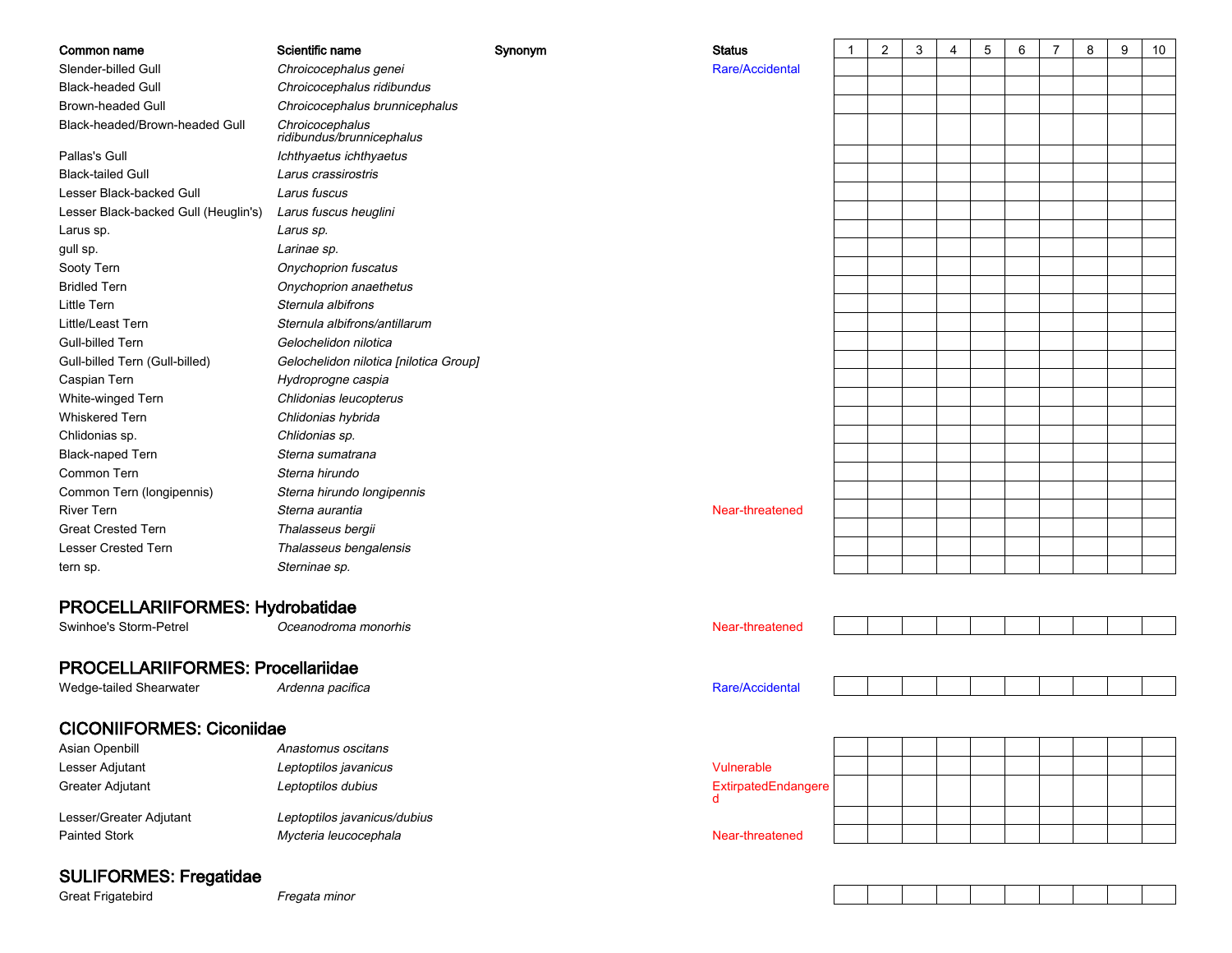| Common name | Scientific name | Synonym | Status | 1 | 2 | 3 | 4 | 5 | 6 | 7 | 8 | 9 | 10 |
|---|---|---|---|---|---|---|---|---|---|---|---|---|---|
| Slender-billed Gull | *Chroicocephalus genei* | | Rare/Accidental | | | | | | | | | | |
| Black-headed Gull | *Chroicocephalus ridibundus* | | | | | | | | | | | | |
| Brown-headed Gull | *Chroicocephalus brunnicephalus* | | | | | | | | | | | | |
| Black-headed/Brown-headed Gull | *Chroicocephalus ridibundus/brunnicephalus* | | | | | | | | | | | | |
| Pallas's Gull | *Ichthyaetus ichthyaetus* | | | | | | | | | | | | |
| Black-tailed Gull | *Larus crassirostris* | | | | | | | | | | | | |
| Lesser Black-backed Gull | *Larus fuscus* | | | | | | | | | | | | |
| Lesser Black-backed Gull (Heuglin's) | *Larus fuscus heuglini* | | | | | | | | | | | | |
| Larus sp. | *Larus sp.* | | | | | | | | | | | | |
| gull sp. | *Larinae sp.* | | | | | | | | | | | | |
| Sooty Tern | *Onychoprion fuscatus* | | | | | | | | | | | | |
| Bridled Tern | *Onychoprion anaethetus* | | | | | | | | | | | | |
| Little Tern | *Sternula albifrons* | | | | | | | | | | | | |
| Little/Least Tern | *Sternula albifrons/antillarum* | | | | | | | | | | | | |
| Gull-billed Tern | *Gelochelidon nilotica* | | | | | | | | | | | | |
| Gull-billed Tern (Gull-billed) | *Gelochelidon nilotica [nilotica Group]* | | | | | | | | | | | | |
| Caspian Tern | *Hydroprogne caspia* | | | | | | | | | | | | |
| White-winged Tern | *Chlidonias leucopterus* | | | | | | | | | | | | |
| Whiskered Tern | *Chlidonias hybrida* | | | | | | | | | | | | |
| Chlidonias sp. | *Chlidonias sp.* | | | | | | | | | | | | |
| Black-naped Tern | *Sterna sumatrana* | | | | | | | | | | | | |
| Common Tern | *Sterna hirundo* | | | | | | | | | | | | |
| Common Tern (longipennis) | *Sterna hirundo longipennis* | | | | | | | | | | | | |
| River Tern | *Sterna aurantia* | | Near-threatened | | | | | | | | | | |
| Great Crested Tern | *Thalasseus bergii* | | | | | | | | | | | | |
| Lesser Crested Tern | *Thalasseus bengalensis* | | | | | | | | | | | | |
| tern sp. | *Sterninae sp.* | | | | | | | | | | | | |

## PROCELLARIIFORMES: Hydrobatidae

| Common name | Scientific name | Synonym | Status | 1 | 2 | 3 | 4 | 5 | 6 | 7 | 8 | 9 | 10 |
|---|---|---|---|---|---|---|---|---|---|---|---|---|---|
| Swinhoe's Storm-Petrel | *Oceanodroma monorhis* | | Near-threatened | | | | | | | | | | |

## PROCELLARIIFORMES: Procellariidae

| Common name | Scientific name | Synonym | Status | 1 | 2 | 3 | 4 | 5 | 6 | 7 | 8 | 9 | 10 |
|---|---|---|---|---|---|---|---|---|---|---|---|---|---|
| Wedge-tailed Shearwater | *Ardenna pacifica* | | Rare/Accidental | | | | | | | | | | |

## CICONIIFORMES: Ciconiidae

| Common name | Scientific name | Synonym | Status | 1 | 2 | 3 | 4 | 5 | 6 | 7 | 8 | 9 | 10 |
|---|---|---|---|---|---|---|---|---|---|---|---|---|---|
| Asian Openbill | *Anastomus oscitans* | | | | | | | | | | | | |
| Lesser Adjutant | *Leptoptilos javanicus* | | Vulnerable | | | | | | | | | | |
| Greater Adjutant | *Leptoptilos dubius* | | ExtirpatedEndangered | | | | | | | | | | |
| Lesser/Greater Adjutant | *Leptoptilos javanicus/dubius* | | | | | | | | | | | | |
| Painted Stork | *Mycteria leucocephala* | | Near-threatened | | | | | | | | | | |

## SULIFORMES: Fregatidae

| Common name | Scientific name | Synonym | Status | 1 | 2 | 3 | 4 | 5 | 6 | 7 | 8 | 9 | 10 |
|---|---|---|---|---|---|---|---|---|---|---|---|---|---|
| Great Frigatebird | *Fregata minor* | | | | | | | | | | | | |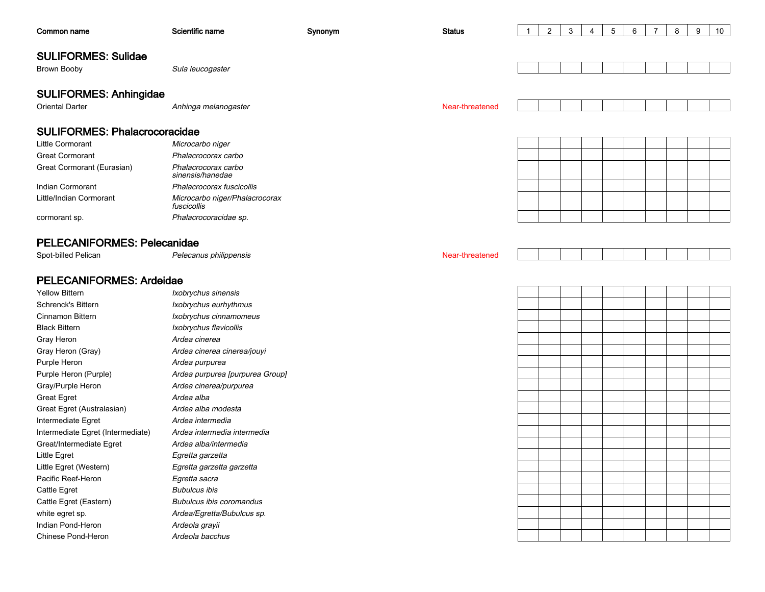| Common name | Scientific name | Synonym | Status | 1 | 2 | 3 | 4 | 5 | 6 | 7 | 8 | 9 | 10 |
|---|---|---|---|---|---|---|---|---|---|---|---|---|---|

## SULIFORMES: Sulidae

| Common name | Scientific name | Synonym | Status | 1 | 2 | 3 | 4 | 5 | 6 | 7 | 8 | 9 | 10 |
|---|---|---|---|---|---|---|---|---|---|---|---|---|---|
| Brown Booby | *Sula leucogaster* | | | | | | | | | | | | |

## SULIFORMES: Anhingidae

| Common name | Scientific name | Synonym | Status | 1 | 2 | 3 | 4 | 5 | 6 | 7 | 8 | 9 | 10 |
|---|---|---|---|---|---|---|---|---|---|---|---|---|---|
| Oriental Darter | *Anhinga melanogaster* | | Near-threatened | | | | | | | | | | |

## SULIFORMES: Phalacrocoracidae

| Common name | Scientific name | Synonym | Status | 1 | 2 | 3 | 4 | 5 | 6 | 7 | 8 | 9 | 10 |
|---|---|---|---|---|---|---|---|---|---|---|---|---|---|
| Little Cormorant | *Microcarbo niger* | | | | | | | | | | | | |
| Great Cormorant | *Phalacrocorax carbo* | | | | | | | | | | | | |
| Great Cormorant (Eurasian) | *Phalacrocorax carbo sinensis/hanedae* | | | | | | | | | | | | |
| Indian Cormorant | *Phalacrocorax fuscicollis* | | | | | | | | | | | | |
| Little/Indian Cormorant | *Microcarbo niger/Phalacrocorax fuscicollis* | | | | | | | | | | | | |
| cormorant sp. | *Phalacrocoracidae sp.* | | | | | | | | | | | | |

## PELECANIFORMES: Pelecanidae

| Common name | Scientific name | Synonym | Status | 1 | 2 | 3 | 4 | 5 | 6 | 7 | 8 | 9 | 10 |
|---|---|---|---|---|---|---|---|---|---|---|---|---|---|
| Spot-billed Pelican | *Pelecanus philippensis* | | Near-threatened | | | | | | | | | | |

## PELECANIFORMES: Ardeidae

| Common name | Scientific name | Synonym | Status | 1 | 2 | 3 | 4 | 5 | 6 | 7 | 8 | 9 | 10 |
|---|---|---|---|---|---|---|---|---|---|---|---|---|---|
| Yellow Bittern | *Ixobrychus sinensis* | | | | | | | | | | | | |
| Schrenck's Bittern | *Ixobrychus eurhythmus* | | | | | | | | | | | | |
| Cinnamon Bittern | *Ixobrychus cinnamomeus* | | | | | | | | | | | | |
| Black Bittern | *Ixobrychus flavicollis* | | | | | | | | | | | | |
| Gray Heron | *Ardea cinerea* | | | | | | | | | | | | |
| Gray Heron (Gray) | *Ardea cinerea cinerea/jouyi* | | | | | | | | | | | | |
| Purple Heron | *Ardea purpurea* | | | | | | | | | | | | |
| Purple Heron (Purple) | *Ardea purpurea [purpurea Group]* | | | | | | | | | | | | |
| Gray/Purple Heron | *Ardea cinerea/purpurea* | | | | | | | | | | | | |
| Great Egret | *Ardea alba* | | | | | | | | | | | | |
| Great Egret (Australasian) | *Ardea alba modesta* | | | | | | | | | | | | |
| Intermediate Egret | *Ardea intermedia* | | | | | | | | | | | | |
| Intermediate Egret (Intermediate) | *Ardea intermedia intermedia* | | | | | | | | | | | | |
| Great/Intermediate Egret | *Ardea alba/intermedia* | | | | | | | | | | | | |
| Little Egret | *Egretta garzetta* | | | | | | | | | | | | |
| Little Egret (Western) | *Egretta garzetta garzetta* | | | | | | | | | | | | |
| Pacific Reef-Heron | *Egretta sacra* | | | | | | | | | | | | |
| Cattle Egret | *Bubulcus ibis* | | | | | | | | | | | | |
| Cattle Egret (Eastern) | *Bubulcus ibis coromandus* | | | | | | | | | | | | |
| white egret sp. | *Ardea/Egretta/Bubulcus sp.* | | | | | | | | | | | | |
| Indian Pond-Heron | *Ardeola grayii* | | | | | | | | | | | | |
| Chinese Pond-Heron | *Ardeola bacchus* | | | | | | | | | | | | |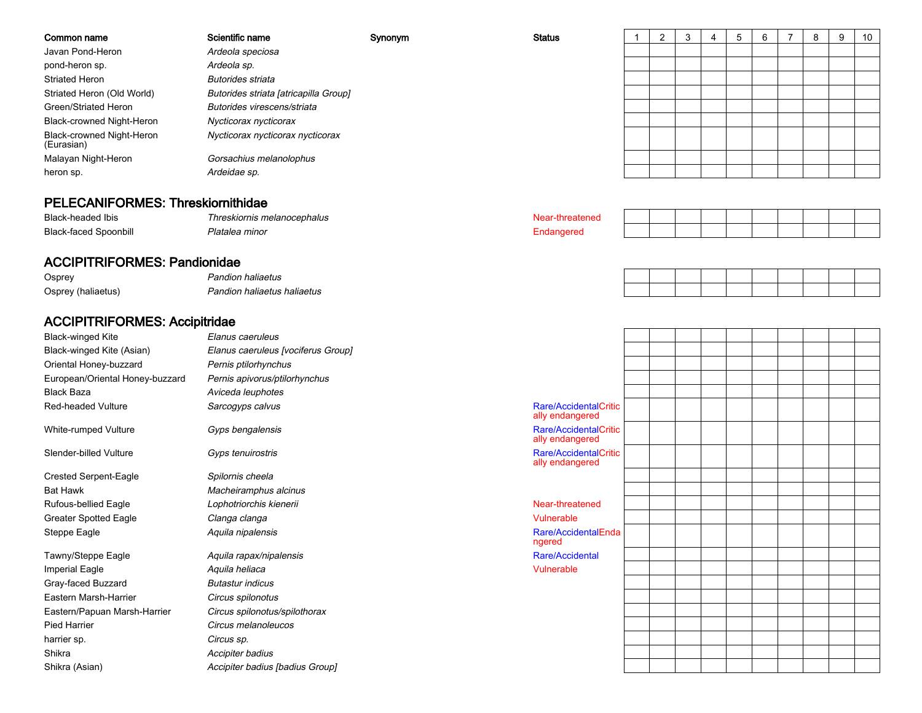| Common name | Scientific name | Synonym | Status | 1 | 2 | 3 | 4 | 5 | 6 | 7 | 8 | 9 | 10 |
|---|---|---|---|---|---|---|---|---|---|---|---|---|---|
| Javan Pond-Heron | *Ardeola speciosa* | | | | | | | | | | | | |
| pond-heron sp. | *Ardeola sp.* | | | | | | | | | | | | |
| Striated Heron | *Butorides striata* | | | | | | | | | | | | |
| Striated Heron (Old World) | *Butorides striata [atricapilla Group]* | | | | | | | | | | | | |
| Green/Striated Heron | *Butorides virescens/striata* | | | | | | | | | | | | |
| Black-crowned Night-Heron | *Nycticorax nycticorax* | | | | | | | | | | | | |
| Black-crowned Night-Heron (Eurasian) | *Nycticorax nycticorax nycticorax* | | | | | | | | | | | | |
| Malayan Night-Heron | *Gorsachius melanolophus* | | | | | | | | | | | | |
| heron sp. | *Ardeidae sp.* | | | | | | | | | | | | |

## PELECANIFORMES: Threskiornithidae

| Common name | Scientific name | Synonym | Status | 1 | 2 | 3 | 4 | 5 | 6 | 7 | 8 | 9 | 10 |
|---|---|---|---|---|---|---|---|---|---|---|---|---|---|
| Black-headed Ibis | *Threskiornis melanocephalus* | | Near-threatened | | | | | | | | | | |
| Black-faced Spoonbill | *Platalea minor* | | Endangered | | | | | | | | | | |

## ACCIPITRIFORMES: Pandionidae

| Common name | Scientific name | Synonym | Status | 1 | 2 | 3 | 4 | 5 | 6 | 7 | 8 | 9 | 10 |
|---|---|---|---|---|---|---|---|---|---|---|---|---|---|
| Osprey | *Pandion haliaetus* | | | | | | | | | | | | |
| Osprey (haliaetus) | *Pandion haliaetus haliaetus* | | | | | | | | | | | | |

## ACCIPITRIFORMES: Accipitridae

| Common name | Scientific name | Synonym | Status | 1 | 2 | 3 | 4 | 5 | 6 | 7 | 8 | 9 | 10 |
|---|---|---|---|---|---|---|---|---|---|---|---|---|---|
| Black-winged Kite | *Elanus caeruleus* | | | | | | | | | | | | |
| Black-winged Kite (Asian) | *Elanus caeruleus [vociferus Group]* | | | | | | | | | | | | |
| Oriental Honey-buzzard | *Pernis ptilorhynchus* | | | | | | | | | | | | |
| European/Oriental Honey-buzzard | *Pernis apivorus/ptilorhynchus* | | | | | | | | | | | | |
| Black Baza | *Aviceda leuphotes* | | | | | | | | | | | | |
| Red-headed Vulture | *Sarcogyps calvus* | | Rare/Accidental Critically endangered | | | | | | | | | | |
| White-rumped Vulture | *Gyps bengalensis* | | Rare/Accidental Critically endangered | | | | | | | | | | |
| Slender-billed Vulture | *Gyps tenuirostris* | | Rare/Accidental Critically endangered | | | | | | | | | | |
| Crested Serpent-Eagle | *Spilornis cheela* | | | | | | | | | | | | |
| Bat Hawk | *Macheiramphus alcinus* | | | | | | | | | | | | |
| Rufous-bellied Eagle | *Lophotriorchis kienerii* | | Near-threatened | | | | | | | | | | |
| Greater Spotted Eagle | *Clanga clanga* | | Vulnerable | | | | | | | | | | |
| Steppe Eagle | *Aquila nipalensis* | | Rare/Accidental Endangered | | | | | | | | | | |
| Tawny/Steppe Eagle | *Aquila rapax/nipalensis* | | Rare/Accidental | | | | | | | | | | |
| Imperial Eagle | *Aquila heliaca* | | Vulnerable | | | | | | | | | | |
| Gray-faced Buzzard | *Butastur indicus* | | | | | | | | | | | | |
| Eastern Marsh-Harrier | *Circus spilonotus* | | | | | | | | | | | | |
| Eastern/Papuan Marsh-Harrier | *Circus spilonotus/spilothorax* | | | | | | | | | | | | |
| Pied Harrier | *Circus melanoleucos* | | | | | | | | | | | | |
| harrier sp. | *Circus sp.* | | | | | | | | | | | | |
| Shikra | *Accipiter badius* | | | | | | | | | | | | |
| Shikra (Asian) | *Accipiter badius [badius Group]* | | | | | | | | | | | | |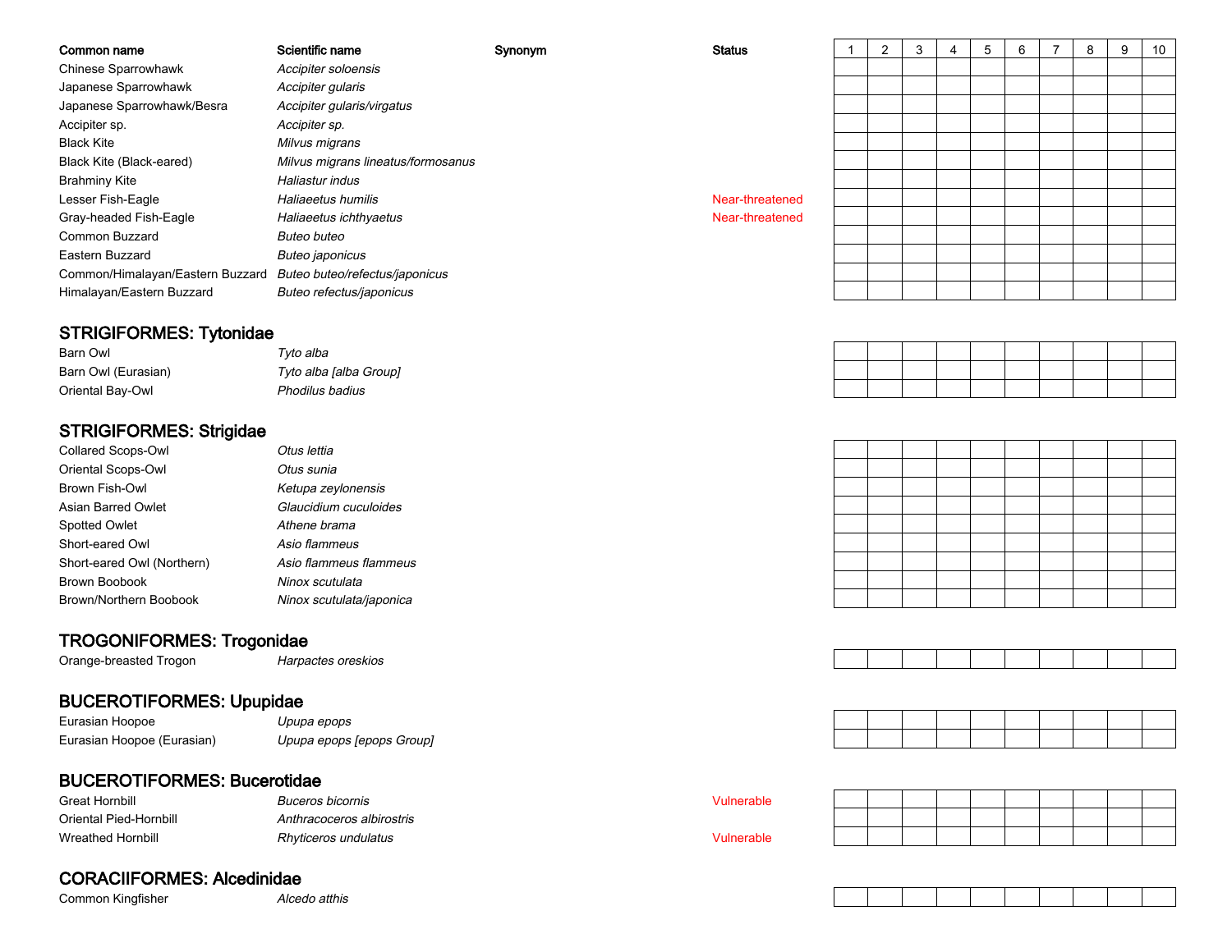| Common name | Scientific name | Synonym | Status | 1 | 2 | 3 | 4 | 5 | 6 | 7 | 8 | 9 | 10 |
|---|---|---|---|---|---|---|---|---|---|---|---|---|---|
| Chinese Sparrowhawk | *Accipiter soloensis* | | | | | | | | | | | | |
| Japanese Sparrowhawk | *Accipiter gularis* | | | | | | | | | | | | |
| Japanese Sparrowhawk/Besra | *Accipiter gularis/virgatus* | | | | | | | | | | | | |
| Accipiter sp. | *Accipiter sp.* | | | | | | | | | | | | |
| Black Kite | *Milvus migrans* | | | | | | | | | | | | |
| Black Kite (Black-eared) | *Milvus migrans lineatus/formosanus* | | | | | | | | | | | | |
| Brahminy Kite | *Haliastur indus* | | | | | | | | | | | | |
| Lesser Fish-Eagle | *Haliaeetus humilis* | | Near-threatened | | | | | | | | | | |
| Gray-headed Fish-Eagle | *Haliaeetus ichthyaetus* | | Near-threatened | | | | | | | | | | |
| Common Buzzard | *Buteo buteo* | | | | | | | | | | | | |
| Eastern Buzzard | *Buteo japonicus* | | | | | | | | | | | | |
| Common/Himalayan/Eastern Buzzard | *Buteo buteo/refectus/japonicus* | | | | | | | | | | | | |
| Himalayan/Eastern Buzzard | *Buteo refectus/japonicus* | | | | | | | | | | | | |

## STRIGIFORMES: Tytonidae

| Common name | Scientific name | Synonym | Status | 1 | 2 | 3 | 4 | 5 | 6 | 7 | 8 | 9 | 10 |
|---|---|---|---|---|---|---|---|---|---|---|---|---|---|
| Barn Owl | *Tyto alba* | | | | | | | | | | | | |
| Barn Owl (Eurasian) | *Tyto alba [alba Group]* | | | | | | | | | | | | |
| Oriental Bay-Owl | *Phodilus badius* | | | | | | | | | | | | |

## STRIGIFORMES: Strigidae

| Common name | Scientific name | Synonym | Status | 1 | 2 | 3 | 4 | 5 | 6 | 7 | 8 | 9 | 10 |
|---|---|---|---|---|---|---|---|---|---|---|---|---|---|
| Collared Scops-Owl | *Otus lettia* | | | | | | | | | | | | |
| Oriental Scops-Owl | *Otus sunia* | | | | | | | | | | | | |
| Brown Fish-Owl | *Ketupa zeylonensis* | | | | | | | | | | | | |
| Asian Barred Owlet | *Glaucidium cuculoides* | | | | | | | | | | | | |
| Spotted Owlet | *Athene brama* | | | | | | | | | | | | |
| Short-eared Owl | *Asio flammeus* | | | | | | | | | | | | |
| Short-eared Owl (Northern) | *Asio flammeus flammeus* | | | | | | | | | | | | |
| Brown Boobook | *Ninox scutulata* | | | | | | | | | | | | |
| Brown/Northern Boobook | *Ninox scutulata/japonica* | | | | | | | | | | | | |

## TROGONIFORMES: Trogonidae

| Common name | Scientific name | Synonym | Status | 1 | 2 | 3 | 4 | 5 | 6 | 7 | 8 | 9 | 10 |
|---|---|---|---|---|---|---|---|---|---|---|---|---|---|
| Orange-breasted Trogon | *Harpactes oreskios* | | | | | | | | | | | | |

## BUCEROTIFORMES: Upupidae

| Common name | Scientific name | Synonym | Status | 1 | 2 | 3 | 4 | 5 | 6 | 7 | 8 | 9 | 10 |
|---|---|---|---|---|---|---|---|---|---|---|---|---|---|
| Eurasian Hoopoe | *Upupa epops* | | | | | | | | | | | | |
| Eurasian Hoopoe (Eurasian) | *Upupa epops [epops Group]* | | | | | | | | | | | | |

## BUCEROTIFORMES: Bucerotidae

| Common name | Scientific name | Synonym | Status | 1 | 2 | 3 | 4 | 5 | 6 | 7 | 8 | 9 | 10 |
|---|---|---|---|---|---|---|---|---|---|---|---|---|---|
| Great Hornbill | *Buceros bicornis* | | Vulnerable | | | | | | | | | | |
| Oriental Pied-Hornbill | *Anthracoceros albirostris* | | | | | | | | | | | | |
| Wreathed Hornbill | *Rhyticeros undulatus* | | Vulnerable | | | | | | | | | | |

## CORACIIFORMES: Alcedinidae

| Common name | Scientific name | Synonym | Status | 1 | 2 | 3 | 4 | 5 | 6 | 7 | 8 | 9 | 10 |
|---|---|---|---|---|---|---|---|---|---|---|---|---|---|
| Common Kingfisher | *Alcedo atthis* | | | | | | | | | | | | |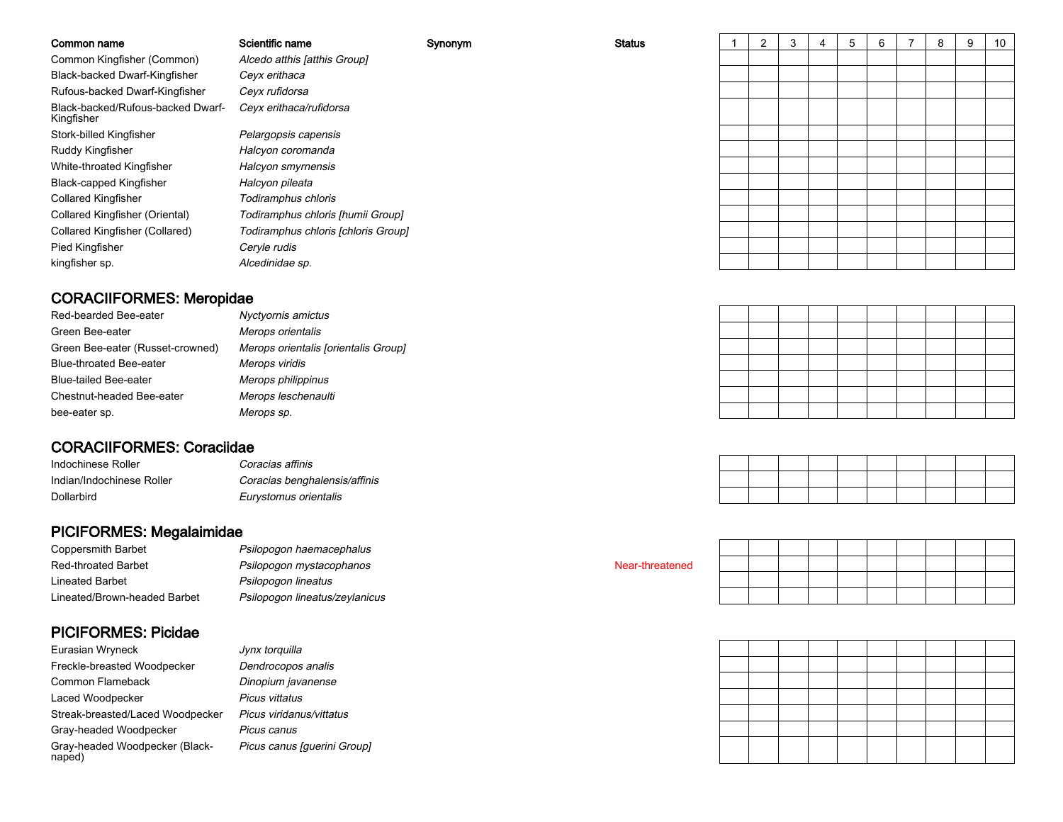| Common name | Scientific name | Synonym | Status | 1 | 2 | 3 | 4 | 5 | 6 | 7 | 8 | 9 | 10 |
|---|---|---|---|---|---|---|---|---|---|---|---|---|---|
| Common Kingfisher (Common) | *Alcedo atthis [atthis Group]* | | | | | | | | | | | | |
| Black-backed Dwarf-Kingfisher | *Ceyx erithaca* | | | | | | | | | | | | |
| Rufous-backed Dwarf-Kingfisher | *Ceyx rufidorsa* | | | | | | | | | | | | |
| Black-backed/Rufous-backed Dwarf-Kingfisher | *Ceyx erithaca/rufidorsa* | | | | | | | | | | | | |
| Stork-billed Kingfisher | *Pelargopsis capensis* | | | | | | | | | | | | |
| Ruddy Kingfisher | *Halcyon coromanda* | | | | | | | | | | | | |
| White-throated Kingfisher | *Halcyon smyrnensis* | | | | | | | | | | | | |
| Black-capped Kingfisher | *Halcyon pileata* | | | | | | | | | | | | |
| Collared Kingfisher | *Todiramphus chloris* | | | | | | | | | | | | |
| Collared Kingfisher (Oriental) | *Todiramphus chloris [humii Group]* | | | | | | | | | | | | |
| Collared Kingfisher (Collared) | *Todiramphus chloris [chloris Group]* | | | | | | | | | | | | |
| Pied Kingfisher | *Ceryle rudis* | | | | | | | | | | | | |
| kingfisher sp. | *Alcedinidae sp.* | | | | | | | | | | | | |

## CORACIIFORMES: Meropidae

| Common name | Scientific name | Synonym | Status | 1 | 2 | 3 | 4 | 5 | 6 | 7 | 8 | 9 | 10 |
|---|---|---|---|---|---|---|---|---|---|---|---|---|---|
| Red-bearded Bee-eater | *Nyctyornis amictus* | | | | | | | | | | | | |
| Green Bee-eater | *Merops orientalis* | | | | | | | | | | | | |
| Green Bee-eater (Russet-crowned) | *Merops orientalis [orientalis Group]* | | | | | | | | | | | | |
| Blue-throated Bee-eater | *Merops viridis* | | | | | | | | | | | | |
| Blue-tailed Bee-eater | *Merops philippinus* | | | | | | | | | | | | |
| Chestnut-headed Bee-eater | *Merops leschenaulti* | | | | | | | | | | | | |
| bee-eater sp. | *Merops sp.* | | | | | | | | | | | | |

## CORACIIFORMES: Coraciidae

| Common name | Scientific name | Synonym | Status | 1 | 2 | 3 | 4 | 5 | 6 | 7 | 8 | 9 | 10 |
|---|---|---|---|---|---|---|---|---|---|---|---|---|---|
| Indochinese Roller | *Coracias affinis* | | | | | | | | | | | | |
| Indian/Indochinese Roller | *Coracias benghalensis/affinis* | | | | | | | | | | | | |
| Dollarbird | *Eurystomus orientalis* | | | | | | | | | | | | |

## PICIFORMES: Megalaimidae

| Common name | Scientific name | Synonym | Status | 1 | 2 | 3 | 4 | 5 | 6 | 7 | 8 | 9 | 10 |
|---|---|---|---|---|---|---|---|---|---|---|---|---|---|
| Coppersmith Barbet | *Psilopogon haemacephalus* | | | | | | | | | | | | |
| Red-throated Barbet | *Psilopogon mystacophanos* | | Near-threatened | | | | | | | | | | |
| Lineated Barbet | *Psilopogon lineatus* | | | | | | | | | | | | |
| Lineated/Brown-headed Barbet | *Psilopogon lineatus/zeylanicus* | | | | | | | | | | | | |

## PICIFORMES: Picidae

| Common name | Scientific name | Synonym | Status | 1 | 2 | 3 | 4 | 5 | 6 | 7 | 8 | 9 | 10 |
|---|---|---|---|---|---|---|---|---|---|---|---|---|---|
| Eurasian Wryneck | *Jynx torquilla* | | | | | | | | | | | | |
| Freckle-breasted Woodpecker | *Dendrocopos analis* | | | | | | | | | | | | |
| Common Flameback | *Dinopium javanense* | | | | | | | | | | | | |
| Laced Woodpecker | *Picus vittatus* | | | | | | | | | | | | |
| Streak-breasted/Laced Woodpecker | *Picus viridanus/vittatus* | | | | | | | | | | | | |
| Gray-headed Woodpecker | *Picus canus* | | | | | | | | | | | | |
| Gray-headed Woodpecker (Black-naped) | *Picus canus [guerini Group]* | | | | | | | | | | | | |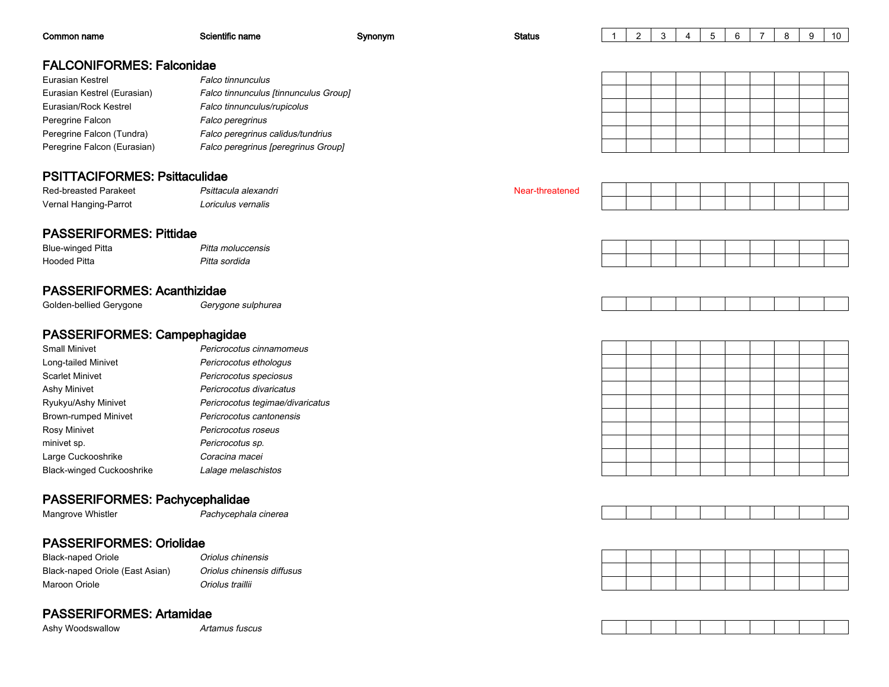| Common name | Scientific name | Synonym | Status | 1 | 2 | 3 | 4 | 5 | 6 | 7 | 8 | 9 | 10 |
|---|---|---|---|---|---|---|---|---|---|---|---|---|---|

## FALCONIFORMES: Falconidae

| Common name | Scientific name | Synonym | Status | 1 | 2 | 3 | 4 | 5 | 6 | 7 | 8 | 9 | 10 |
|---|---|---|---|---|---|---|---|---|---|---|---|---|---|
| Eurasian Kestrel | *Falco tinnunculus* | | | | | | | | | | | | |
| Eurasian Kestrel (Eurasian) | *Falco tinnunculus [tinnunculus Group]* | | | | | | | | | | | | |
| Eurasian/Rock Kestrel | *Falco tinnunculus/rupicolus* | | | | | | | | | | | | |
| Peregrine Falcon | *Falco peregrinus* | | | | | | | | | | | | |
| Peregrine Falcon (Tundra) | *Falco peregrinus calidus/tundrius* | | | | | | | | | | | | |
| Peregrine Falcon (Eurasian) | *Falco peregrinus [peregrinus Group]* | | | | | | | | | | | | |

## PSITTACIFORMES: Psittaculidae

| Common name | Scientific name | Synonym | Status | 1 | 2 | 3 | 4 | 5 | 6 | 7 | 8 | 9 | 10 |
|---|---|---|---|---|---|---|---|---|---|---|---|---|---|
| Red-breasted Parakeet | *Psittacula alexandri* | | Near-threatened | | | | | | | | | | |
| Vernal Hanging-Parrot | *Loriculus vernalis* | | | | | | | | | | | | |

## PASSERIFORMES: Pittidae

| Common name | Scientific name | Synonym | Status | 1 | 2 | 3 | 4 | 5 | 6 | 7 | 8 | 9 | 10 |
|---|---|---|---|---|---|---|---|---|---|---|---|---|---|
| Blue-winged Pitta | *Pitta moluccensis* | | | | | | | | | | | | |
| Hooded Pitta | *Pitta sordida* | | | | | | | | | | | | |

## PASSERIFORMES: Acanthizidae

| Common name | Scientific name | Synonym | Status | 1 | 2 | 3 | 4 | 5 | 6 | 7 | 8 | 9 | 10 |
|---|---|---|---|---|---|---|---|---|---|---|---|---|---|
| Golden-bellied Gerygone | *Gerygone sulphurea* | | | | | | | | | | | | |

## PASSERIFORMES: Campephagidae

| Common name | Scientific name | Synonym | Status | 1 | 2 | 3 | 4 | 5 | 6 | 7 | 8 | 9 | 10 |
|---|---|---|---|---|---|---|---|---|---|---|---|---|---|
| Small Minivet | *Pericrocotus cinnamomeus* | | | | | | | | | | | | |
| Long-tailed Minivet | *Pericrocotus ethologus* | | | | | | | | | | | | |
| Scarlet Minivet | *Pericrocotus speciosus* | | | | | | | | | | | | |
| Ashy Minivet | *Pericrocotus divaricatus* | | | | | | | | | | | | |
| Ryukyu/Ashy Minivet | *Pericrocotus tegimae/divaricatus* | | | | | | | | | | | | |
| Brown-rumped Minivet | *Pericrocotus cantonensis* | | | | | | | | | | | | |
| Rosy Minivet | *Pericrocotus roseus* | | | | | | | | | | | | |
| minivet sp. | *Pericrocotus sp.* | | | | | | | | | | | | |
| Large Cuckooshrike | *Coracina macei* | | | | | | | | | | | | |
| Black-winged Cuckooshrike | *Lalage melaschistos* | | | | | | | | | | | | |

## PASSERIFORMES: Pachycephalidae

| Common name | Scientific name | Synonym | Status | 1 | 2 | 3 | 4 | 5 | 6 | 7 | 8 | 9 | 10 |
|---|---|---|---|---|---|---|---|---|---|---|---|---|---|
| Mangrove Whistler | *Pachycephala cinerea* | | | | | | | | | | | | |

## PASSERIFORMES: Oriolidae

| Common name | Scientific name | Synonym | Status | 1 | 2 | 3 | 4 | 5 | 6 | 7 | 8 | 9 | 10 |
|---|---|---|---|---|---|---|---|---|---|---|---|---|---|
| Black-naped Oriole | *Oriolus chinensis* | | | | | | | | | | | | |
| Black-naped Oriole (East Asian) | *Oriolus chinensis diffusus* | | | | | | | | | | | | |
| Maroon Oriole | *Oriolus traillii* | | | | | | | | | | | | |

## PASSERIFORMES: Artamidae

| Common name | Scientific name | Synonym | Status | 1 | 2 | 3 | 4 | 5 | 6 | 7 | 8 | 9 | 10 |
|---|---|---|---|---|---|---|---|---|---|---|---|---|---|
| Ashy Woodswallow | *Artamus fuscus* | | | | | | | | | | | | |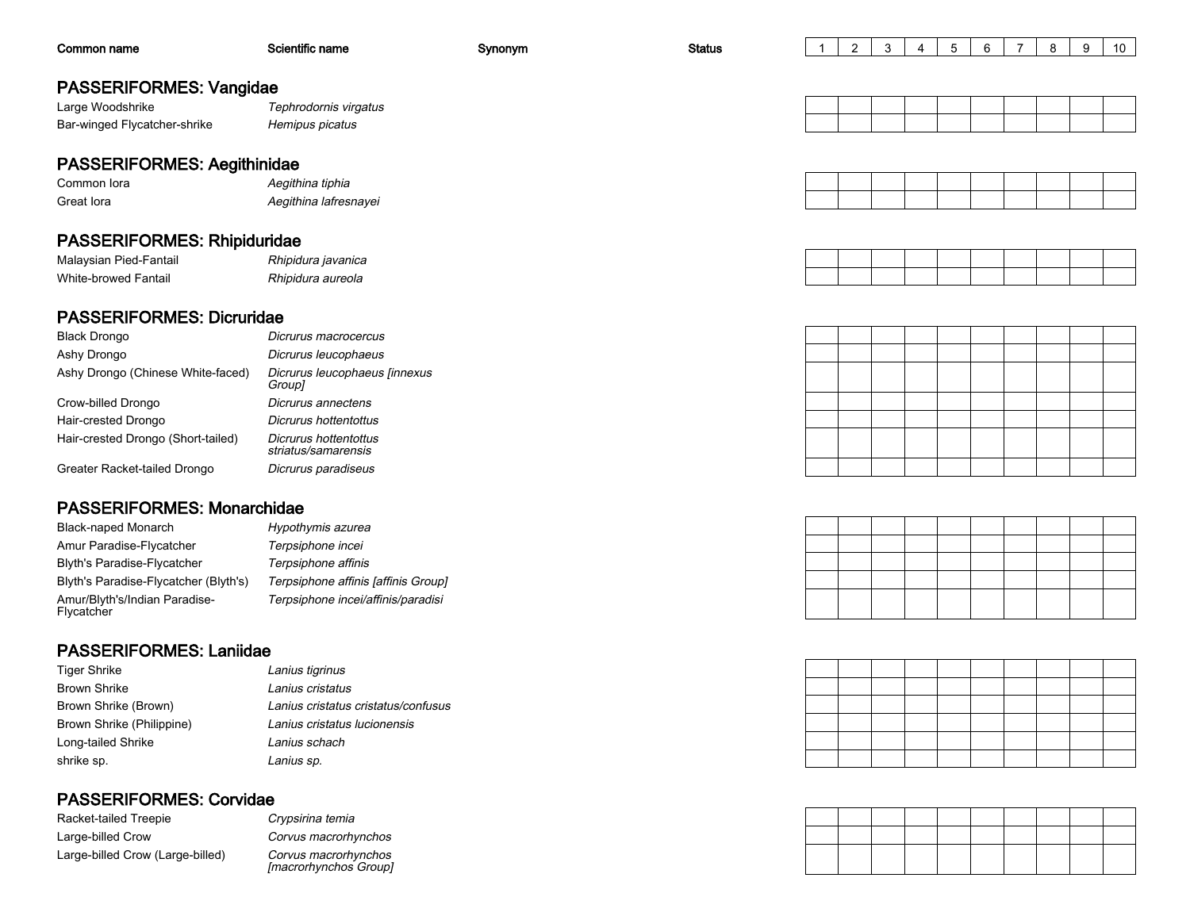| Common name | Scientific name | Synonym | Status | 1 | 2 | 3 | 4 | 5 | 6 | 7 | 8 | 9 | 10 |
|---|---|---|---|---|---|---|---|---|---|---|---|---|---|

## PASSERIFORMES: Vangidae

| Common name | Scientific name | Synonym | Status | 1 | 2 | 3 | 4 | 5 | 6 | 7 | 8 | 9 | 10 |
|---|---|---|---|---|---|---|---|---|---|---|---|---|---|
| Large Woodshrike | *Tephrodornis virgatus* | | | | | | | | | | | | |
| Bar-winged Flycatcher-shrike | *Hemipus picatus* | | | | | | | | | | | | |

## PASSERIFORMES: Aegithinidae

| Common name | Scientific name | Synonym | Status | 1 | 2 | 3 | 4 | 5 | 6 | 7 | 8 | 9 | 10 |
|---|---|---|---|---|---|---|---|---|---|---|---|---|---|
| Common Iora | *Aegithina tiphia* | | | | | | | | | | | | |
| Great Iora | *Aegithina lafresnayei* | | | | | | | | | | | | |

## PASSERIFORMES: Rhipiduridae

| Common name | Scientific name | Synonym | Status | 1 | 2 | 3 | 4 | 5 | 6 | 7 | 8 | 9 | 10 |
|---|---|---|---|---|---|---|---|---|---|---|---|---|---|
| Malaysian Pied-Fantail | *Rhipidura javanica* | | | | | | | | | | | | |
| White-browed Fantail | *Rhipidura aureola* | | | | | | | | | | | | |

## PASSERIFORMES: Dicruridae

| Common name | Scientific name | Synonym | Status | 1 | 2 | 3 | 4 | 5 | 6 | 7 | 8 | 9 | 10 |
|---|---|---|---|---|---|---|---|---|---|---|---|---|---|
| Black Drongo | *Dicrurus macrocercus* | | | | | | | | | | | | |
| Ashy Drongo | *Dicrurus leucophaeus* | | | | | | | | | | | | |
| Ashy Drongo (Chinese White-faced) | *Dicrurus leucophaeus [innexus Group]* | | | | | | | | | | | | |
| Crow-billed Drongo | *Dicrurus annectens* | | | | | | | | | | | | |
| Hair-crested Drongo | *Dicrurus hottentottus* | | | | | | | | | | | | |
| Hair-crested Drongo (Short-tailed) | *Dicrurus hottentottus striatus/samarensis* | | | | | | | | | | | | |
| Greater Racket-tailed Drongo | *Dicrurus paradiseus* | | | | | | | | | | | | |

## PASSERIFORMES: Monarchidae

| Common name | Scientific name | Synonym | Status | 1 | 2 | 3 | 4 | 5 | 6 | 7 | 8 | 9 | 10 |
|---|---|---|---|---|---|---|---|---|---|---|---|---|---|
| Black-naped Monarch | *Hypothymis azurea* | | | | | | | | | | | | |
| Amur Paradise-Flycatcher | *Terpsiphone incei* | | | | | | | | | | | | |
| Blyth's Paradise-Flycatcher | *Terpsiphone affinis* | | | | | | | | | | | | |
| Blyth's Paradise-Flycatcher (Blyth's) | *Terpsiphone affinis [affinis Group]* | | | | | | | | | | | | |
| Amur/Blyth's/Indian Paradise-Flycatcher | *Terpsiphone incei/affinis/paradisi* | | | | | | | | | | | | |

## PASSERIFORMES: Laniidae

| Common name | Scientific name | Synonym | Status | 1 | 2 | 3 | 4 | 5 | 6 | 7 | 8 | 9 | 10 |
|---|---|---|---|---|---|---|---|---|---|---|---|---|---|
| Tiger Shrike | *Lanius tigrinus* | | | | | | | | | | | | |
| Brown Shrike | *Lanius cristatus* | | | | | | | | | | | | |
| Brown Shrike (Brown) | *Lanius cristatus cristatus/confusus* | | | | | | | | | | | | |
| Brown Shrike (Philippine) | *Lanius cristatus lucionensis* | | | | | | | | | | | | |
| Long-tailed Shrike | *Lanius schach* | | | | | | | | | | | | |
| shrike sp. | *Lanius sp.* | | | | | | | | | | | | |

## PASSERIFORMES: Corvidae

| Common name | Scientific name | Synonym | Status | 1 | 2 | 3 | 4 | 5 | 6 | 7 | 8 | 9 | 10 |
|---|---|---|---|---|---|---|---|---|---|---|---|---|---|
| Racket-tailed Treepie | *Crypsirina temia* | | | | | | | | | | | | |
| Large-billed Crow | *Corvus macrorhynchos* | | | | | | | | | | | | |
| Large-billed Crow (Large-billed) | *Corvus macrorhynchos [macrorhynchos Group]* | | | | | | | | | | | | |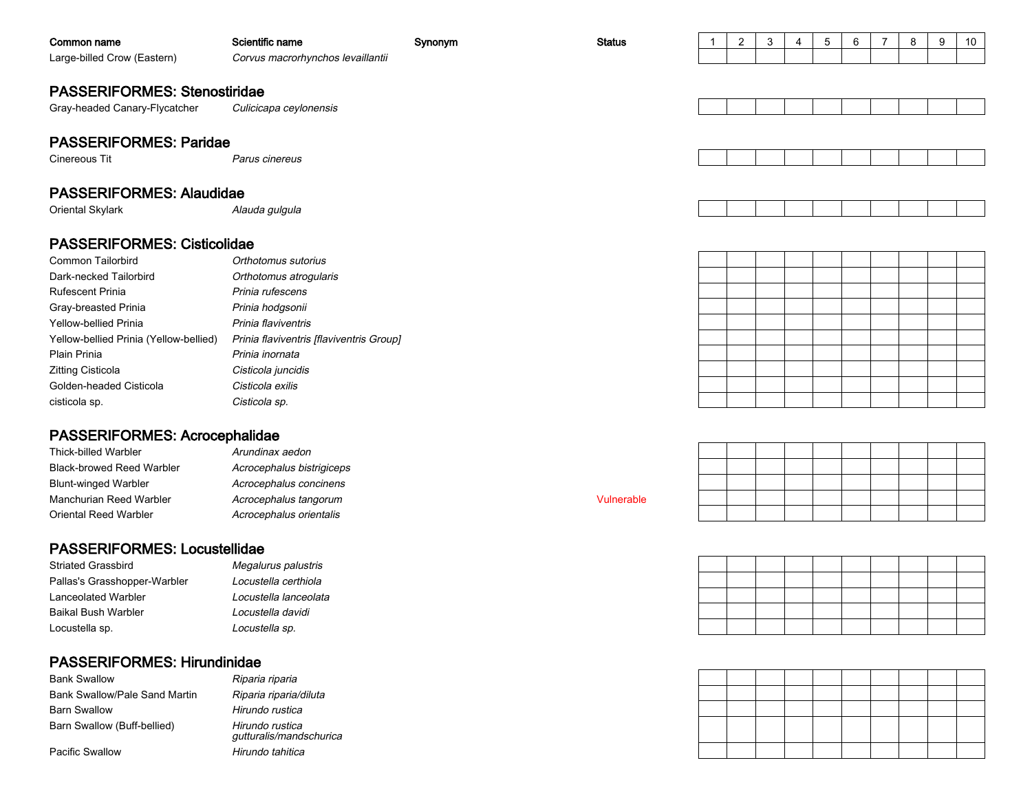| Common name | Scientific name | Synonym | Status | 1 | 2 | 3 | 4 | 5 | 6 | 7 | 8 | 9 | 10 |
|---|---|---|---|---|---|---|---|---|---|---|---|---|---|
| Large-billed Crow (Eastern) | *Corvus macrorhynchos levaillantii* | | | | | | | | | | | | |

## PASSERIFORMES: Stenostiridae

| Common name | Scientific name | Synonym | Status | 1 | 2 | 3 | 4 | 5 | 6 | 7 | 8 | 9 | 10 |
|---|---|---|---|---|---|---|---|---|---|---|---|---|---|
| Gray-headed Canary-Flycatcher | *Culicicapa ceylonensis* | | | | | | | | | | | | |

## PASSERIFORMES: Paridae

| Common name | Scientific name | Synonym | Status | 1 | 2 | 3 | 4 | 5 | 6 | 7 | 8 | 9 | 10 |
|---|---|---|---|---|---|---|---|---|---|---|---|---|---|
| Cinereous Tit | *Parus cinereus* | | | | | | | | | | | | |

## PASSERIFORMES: Alaudidae

| Common name | Scientific name | Synonym | Status | 1 | 2 | 3 | 4 | 5 | 6 | 7 | 8 | 9 | 10 |
|---|---|---|---|---|---|---|---|---|---|---|---|---|---|
| Oriental Skylark | *Alauda gulgula* | | | | | | | | | | | | |

## PASSERIFORMES: Cisticolidae

| Common name | Scientific name | Synonym | Status | 1 | 2 | 3 | 4 | 5 | 6 | 7 | 8 | 9 | 10 |
|---|---|---|---|---|---|---|---|---|---|---|---|---|---|
| Common Tailorbird | *Orthotomus sutorius* | | | | | | | | | | | | |
| Dark-necked Tailorbird | *Orthotomus atrogularis* | | | | | | | | | | | | |
| Rufescent Prinia | *Prinia rufescens* | | | | | | | | | | | | |
| Gray-breasted Prinia | *Prinia hodgsonii* | | | | | | | | | | | | |
| Yellow-bellied Prinia | *Prinia flaviventris* | | | | | | | | | | | | |
| Yellow-bellied Prinia (Yellow-bellied) | *Prinia flaviventris [flaviventris Group]* | | | | | | | | | | | | |
| Plain Prinia | *Prinia inornata* | | | | | | | | | | | | |
| Zitting Cisticola | *Cisticola juncidis* | | | | | | | | | | | | |
| Golden-headed Cisticola | *Cisticola exilis* | | | | | | | | | | | | |
| cisticola sp. | *Cisticola sp.* | | | | | | | | | | | | |

## PASSERIFORMES: Acrocephalidae

| Common name | Scientific name | Synonym | Status | 1 | 2 | 3 | 4 | 5 | 6 | 7 | 8 | 9 | 10 |
|---|---|---|---|---|---|---|---|---|---|---|---|---|---|
| Thick-billed Warbler | *Arundinax aedon* | | | | | | | | | | | | |
| Black-browed Reed Warbler | *Acrocephalus bistrigiceps* | | | | | | | | | | | | |
| Blunt-winged Warbler | *Acrocephalus concinens* | | | | | | | | | | | | |
| Manchurian Reed Warbler | *Acrocephalus tangorum* | | Vulnerable | | | | | | | | | | |
| Oriental Reed Warbler | *Acrocephalus orientalis* | | | | | | | | | | | | |

## PASSERIFORMES: Locustellidae

| Common name | Scientific name | Synonym | Status | 1 | 2 | 3 | 4 | 5 | 6 | 7 | 8 | 9 | 10 |
|---|---|---|---|---|---|---|---|---|---|---|---|---|---|
| Striated Grassbird | *Megalurus palustris* | | | | | | | | | | | | |
| Pallas's Grasshopper-Warbler | *Locustella certhiola* | | | | | | | | | | | | |
| Lanceolated Warbler | *Locustella lanceolata* | | | | | | | | | | | | |
| Baikal Bush Warbler | *Locustella davidi* | | | | | | | | | | | | |
| Locustella sp. | *Locustella sp.* | | | | | | | | | | | | |

## PASSERIFORMES: Hirundinidae

| Common name | Scientific name | Synonym | Status | 1 | 2 | 3 | 4 | 5 | 6 | 7 | 8 | 9 | 10 |
|---|---|---|---|---|---|---|---|---|---|---|---|---|---|
| Bank Swallow | *Riparia riparia* | | | | | | | | | | | | |
| Bank Swallow/Pale Sand Martin | *Riparia riparia/diluta* | | | | | | | | | | | | |
| Barn Swallow | *Hirundo rustica* | | | | | | | | | | | | |
| Barn Swallow (Buff-bellied) | *Hirundo rustica gutturalis/mandschurica* | | | | | | | | | | | | |
| Pacific Swallow | *Hirundo tahitica* | | | | | | | | | | | | |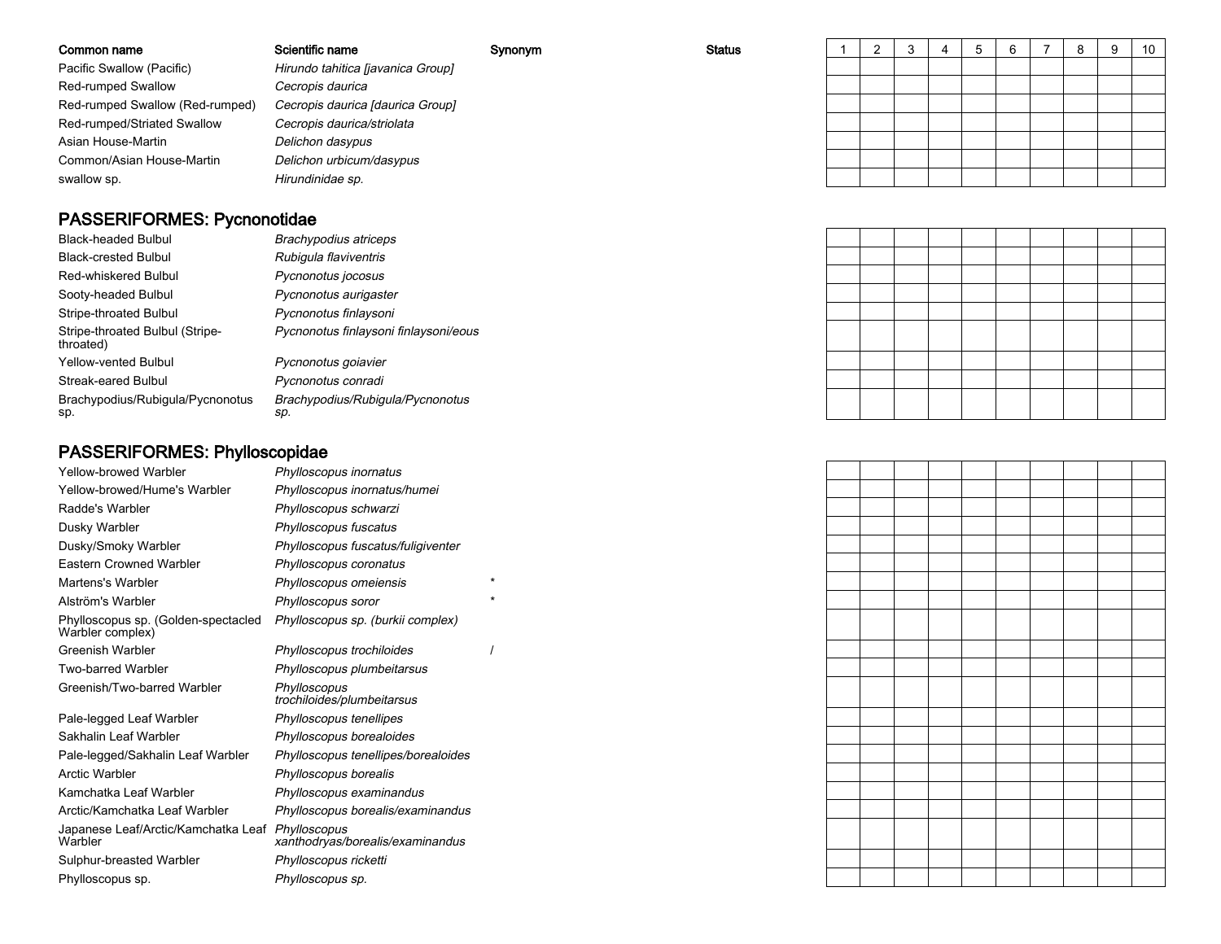| Common name | Scientific name | Synonym | Status | 1 | 2 | 3 | 4 | 5 | 6 | 7 | 8 | 9 | 10 |
|---|---|---|---|---|---|---|---|---|---|---|---|---|---|
| Pacific Swallow (Pacific) | *Hirundo tahitica [javanica Group]* | | | | | | | | | | | | |
| Red-rumped Swallow | *Cecropis daurica* | | | | | | | | | | | | |
| Red-rumped Swallow (Red-rumped) | *Cecropis daurica [daurica Group]* | | | | | | | | | | | | |
| Red-rumped/Striated Swallow | *Cecropis daurica/striolata* | | | | | | | | | | | | |
| Asian House-Martin | *Delichon dasypus* | | | | | | | | | | | | |
| Common/Asian House-Martin | *Delichon urbicum/dasypus* | | | | | | | | | | | | |
| swallow sp. | *Hirundinidae sp.* | | | | | | | | | | | | |

## PASSERIFORMES: Pycnonotidae

| Common name | Scientific name | Synonym | Status | 1 | 2 | 3 | 4 | 5 | 6 | 7 | 8 | 9 | 10 |
|---|---|---|---|---|---|---|---|---|---|---|---|---|---|
| Black-headed Bulbul | *Brachypodius atriceps* | | | | | | | | | | | | |
| Black-crested Bulbul | *Rubigula flaviventris* | | | | | | | | | | | | |
| Red-whiskered Bulbul | *Pycnonotus jocosus* | | | | | | | | | | | | |
| Sooty-headed Bulbul | *Pycnonotus aurigaster* | | | | | | | | | | | | |
| Stripe-throated Bulbul | *Pycnonotus finlaysoni* | | | | | | | | | | | | |
| Stripe-throated Bulbul (Stripe-throated) | *Pycnonotus finlaysoni finlaysoni/eous* | | | | | | | | | | | | |
| Yellow-vented Bulbul | *Pycnonotus goiavier* | | | | | | | | | | | | |
| Streak-eared Bulbul | *Pycnonotus conradi* | | | | | | | | | | | | |
| Brachypodius/Rubigula/Pycnonotus sp. | *Brachypodius/Rubigula/Pycnonotus sp.* | | | | | | | | | | | | |

## PASSERIFORMES: Phylloscopidae

| Common name | Scientific name | Synonym | Status | 1 | 2 | 3 | 4 | 5 | 6 | 7 | 8 | 9 | 10 |
|---|---|---|---|---|---|---|---|---|---|---|---|---|---|
| Yellow-browed Warbler | *Phylloscopus inornatus* | | | | | | | | | | | | |
| Yellow-browed/Hume's Warbler | *Phylloscopus inornatus/humei* | | | | | | | | | | | | |
| Radde's Warbler | *Phylloscopus schwarzi* | | | | | | | | | | | | |
| Dusky Warbler | *Phylloscopus fuscatus* | | | | | | | | | | | | |
| Dusky/Smoky Warbler | *Phylloscopus fuscatus/fuligiventer* | | | | | | | | | | | | |
| Eastern Crowned Warbler | *Phylloscopus coronatus* | | | | | | | | | | | | |
| Martens's Warbler | *Phylloscopus omeiensis* | * | | | | | | | | | | | |
| Alström's Warbler | *Phylloscopus soror* | * | | | | | | | | | | | |
| Phylloscopus sp. (Golden-spectacled Warbler complex) | *Phylloscopus sp. (burkii complex)* | | | | | | | | | | | | |
| Greenish Warbler | *Phylloscopus trochiloides* | / | | | | | | | | | | | |
| Two-barred Warbler | *Phylloscopus plumbeitarsus* | | | | | | | | | | | | |
| Greenish/Two-barred Warbler | *Phylloscopus trochiloides/plumbeitarsus* | | | | | | | | | | | | |
| Pale-legged Leaf Warbler | *Phylloscopus tenellipes* | | | | | | | | | | | | |
| Sakhalin Leaf Warbler | *Phylloscopus borealoides* | | | | | | | | | | | | |
| Pale-legged/Sakhalin Leaf Warbler | *Phylloscopus tenellipes/borealoides* | | | | | | | | | | | | |
| Arctic Warbler | *Phylloscopus borealis* | | | | | | | | | | | | |
| Kamchatka Leaf Warbler | *Phylloscopus examinandus* | | | | | | | | | | | | |
| Arctic/Kamchatka Leaf Warbler | *Phylloscopus borealis/examinandus* | | | | | | | | | | | | |
| Japanese Leaf/Arctic/Kamchatka Leaf Warbler | *Phylloscopus xanthodryas/borealis/examinandus* | | | | | | | | | | | | |
| Sulphur-breasted Warbler | *Phylloscopus ricketti* | | | | | | | | | | | | |
| Phylloscopus sp. | *Phylloscopus sp.* | | | | | | | | | | | | |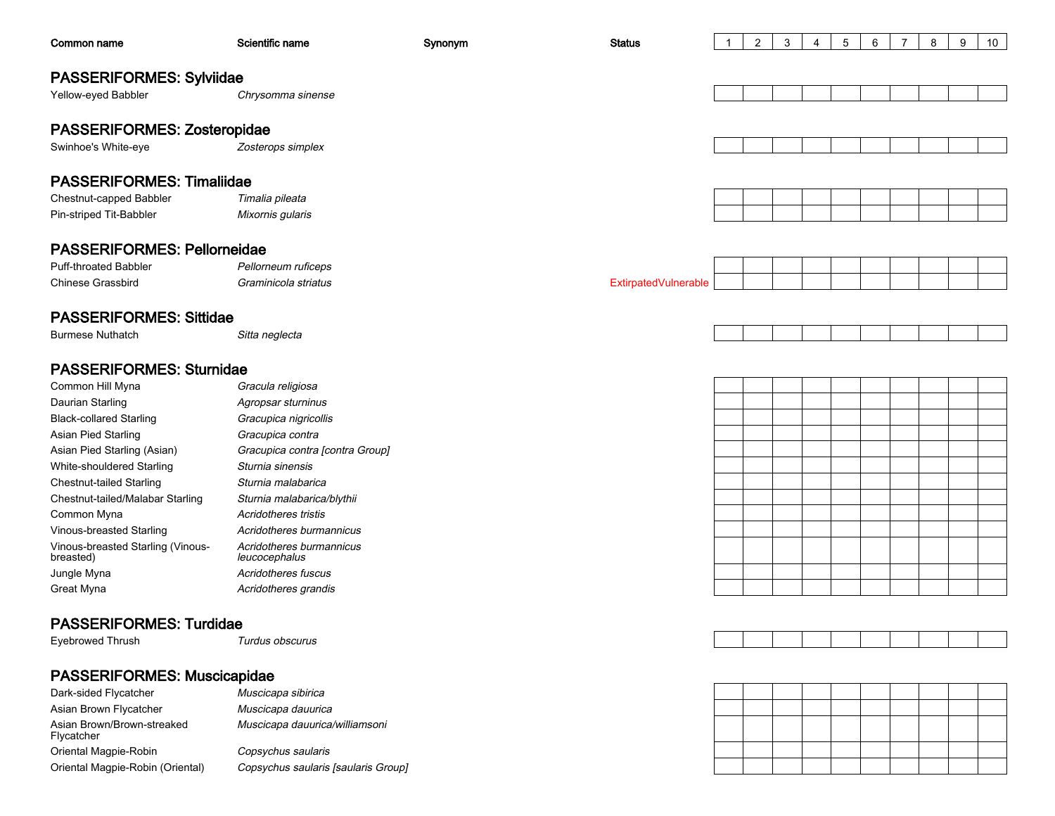| Common name | Scientific name | Synonym | Status | 1 | 2 | 3 | 4 | 5 | 6 | 7 | 8 | 9 | 10 |
|---|---|---|---|---|---|---|---|---|---|---|---|---|---|

## PASSERIFORMES: Sylviidae

| Common name | Scientific name | Synonym | Status | 1 | 2 | 3 | 4 | 5 | 6 | 7 | 8 | 9 | 10 |
|---|---|---|---|---|---|---|---|---|---|---|---|---|---|
| Yellow-eyed Babbler | *Chrysomma sinense* | | | | | | | | | | | | |

## PASSERIFORMES: Zosteropidae

| Common name | Scientific name | Synonym | Status | 1 | 2 | 3 | 4 | 5 | 6 | 7 | 8 | 9 | 10 |
|---|---|---|---|---|---|---|---|---|---|---|---|---|---|
| Swinhoe's White-eye | *Zosterops simplex* | | | | | | | | | | | | |

## PASSERIFORMES: Timaliidae

| Common name | Scientific name | Synonym | Status | 1 | 2 | 3 | 4 | 5 | 6 | 7 | 8 | 9 | 10 |
|---|---|---|---|---|---|---|---|---|---|---|---|---|---|
| Chestnut-capped Babbler | *Timalia pileata* | | | | | | | | | | | | |
| Pin-striped Tit-Babbler | *Mixornis gularis* | | | | | | | | | | | | |

## PASSERIFORMES: Pellorneidae

| Common name | Scientific name | Synonym | Status | 1 | 2 | 3 | 4 | 5 | 6 | 7 | 8 | 9 | 10 |
|---|---|---|---|---|---|---|---|---|---|---|---|---|---|
| Puff-throated Babbler | *Pellorneum ruficeps* | | | | | | | | | | | | |
| Chinese Grassbird | *Graminicola striatus* | | ExtirpatedVulnerable | | | | | | | | | | |

## PASSERIFORMES: Sittidae

| Common name | Scientific name | Synonym | Status | 1 | 2 | 3 | 4 | 5 | 6 | 7 | 8 | 9 | 10 |
|---|---|---|---|---|---|---|---|---|---|---|---|---|---|
| Burmese Nuthatch | *Sitta neglecta* | | | | | | | | | | | | |

## PASSERIFORMES: Sturnidae

| Common name | Scientific name | Synonym | Status | 1 | 2 | 3 | 4 | 5 | 6 | 7 | 8 | 9 | 10 |
|---|---|---|---|---|---|---|---|---|---|---|---|---|---|
| Common Hill Myna | *Gracula religiosa* | | | | | | | | | | | | |
| Daurian Starling | *Agropsar sturninus* | | | | | | | | | | | | |
| Black-collared Starling | *Gracupica nigricollis* | | | | | | | | | | | | |
| Asian Pied Starling | *Gracupica contra* | | | | | | | | | | | | |
| Asian Pied Starling (Asian) | *Gracupica contra [contra Group]* | | | | | | | | | | | | |
| White-shouldered Starling | *Sturnia sinensis* | | | | | | | | | | | | |
| Chestnut-tailed Starling | *Sturnia malabarica* | | | | | | | | | | | | |
| Chestnut-tailed/Malabar Starling | *Sturnia malabarica/blythii* | | | | | | | | | | | | |
| Common Myna | *Acridotheres tristis* | | | | | | | | | | | | |
| Vinous-breasted Starling | *Acridotheres burmannicus* | | | | | | | | | | | | |
| Vinous-breasted Starling (Vinous-breasted) | *Acridotheres burmannicus leucocephalus* | | | | | | | | | | | | |
| Jungle Myna | *Acridotheres fuscus* | | | | | | | | | | | | |
| Great Myna | *Acridotheres grandis* | | | | | | | | | | | | |

## PASSERIFORMES: Turdidae

| Common name | Scientific name | Synonym | Status | 1 | 2 | 3 | 4 | 5 | 6 | 7 | 8 | 9 | 10 |
|---|---|---|---|---|---|---|---|---|---|---|---|---|---|
| Eyebrowed Thrush | *Turdus obscurus* | | | | | | | | | | | | |

## PASSERIFORMES: Muscicapidae

| Common name | Scientific name | Synonym | Status | 1 | 2 | 3 | 4 | 5 | 6 | 7 | 8 | 9 | 10 |
|---|---|---|---|---|---|---|---|---|---|---|---|---|---|
| Dark-sided Flycatcher | *Muscicapa sibirica* | | | | | | | | | | | | |
| Asian Brown Flycatcher | *Muscicapa dauurica* | | | | | | | | | | | | |
| Asian Brown/Brown-streaked Flycatcher | *Muscicapa dauurica/williamsoni* | | | | | | | | | | | | |
| Oriental Magpie-Robin | *Copsychus saularis* | | | | | | | | | | | | |
| Oriental Magpie-Robin (Oriental) | *Copsychus saularis [saularis Group]* | | | | | | | | | | | | |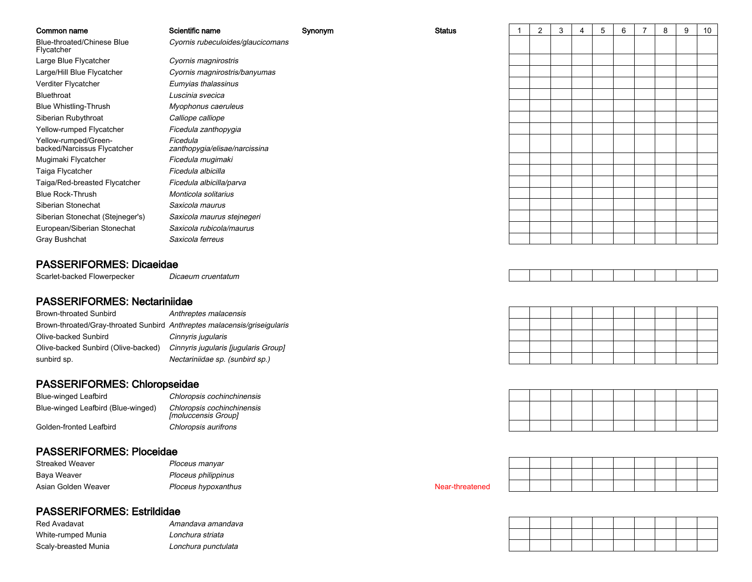| Common name | Scientific name | Synonym | Status | 1 | 2 | 3 | 4 | 5 | 6 | 7 | 8 | 9 | 10 |
|---|---|---|---|---|---|---|---|---|---|---|---|---|---|
| Blue-throated/Chinese Blue Flycatcher | *Cyornis rubeculoides/glaucicomans* | | | | | | | | | | | | |
| Large Blue Flycatcher | *Cyornis magnirostris* | | | | | | | | | | | | |
| Large/Hill Blue Flycatcher | *Cyornis magnirostris/banyumas* | | | | | | | | | | | | |
| Verditer Flycatcher | *Eumyias thalassinus* | | | | | | | | | | | | |
| Bluethroat | *Luscinia svecica* | | | | | | | | | | | | |
| Blue Whistling-Thrush | *Myophonus caeruleus* | | | | | | | | | | | | |
| Siberian Rubythroat | *Calliope calliope* | | | | | | | | | | | | |
| Yellow-rumped Flycatcher | *Ficedula zanthopygia* | | | | | | | | | | | | |
| Yellow-rumped/Green-backed/Narcissus Flycatcher | *Ficedula zanthopygia/elisae/narcissina* | | | | | | | | | | | | |
| Mugimaki Flycatcher | *Ficedula mugimaki* | | | | | | | | | | | | |
| Taiga Flycatcher | *Ficedula albicilla* | | | | | | | | | | | | |
| Taiga/Red-breasted Flycatcher | *Ficedula albicilla/parva* | | | | | | | | | | | | |
| Blue Rock-Thrush | *Monticola solitarius* | | | | | | | | | | | | |
| Siberian Stonechat | *Saxicola maurus* | | | | | | | | | | | | |
| Siberian Stonechat (Stejneger's) | *Saxicola maurus stejnegeri* | | | | | | | | | | | | |
| European/Siberian Stonechat | *Saxicola rubicola/maurus* | | | | | | | | | | | | |
| Gray Bushchat | *Saxicola ferreus* | | | | | | | | | | | | |

## PASSERIFORMES: Dicaeidae

| Common name | Scientific name | Synonym | Status | 1 | 2 | 3 | 4 | 5 | 6 | 7 | 8 | 9 | 10 |
|---|---|---|---|---|---|---|---|---|---|---|---|---|---|
| Scarlet-backed Flowerpecker | *Dicaeum cruentatum* | | | | | | | | | | | | |

## PASSERIFORMES: Nectariniidae

| Common name | Scientific name | Synonym | Status | 1 | 2 | 3 | 4 | 5 | 6 | 7 | 8 | 9 | 10 |
|---|---|---|---|---|---|---|---|---|---|---|---|---|---|
| Brown-throated Sunbird | *Anthreptes malacensis* | | | | | | | | | | | | |
| Brown-throated/Gray-throated Sunbird | *Anthreptes malacensis/griseigularis* | | | | | | | | | | | | |
| Olive-backed Sunbird | *Cinnyris jugularis* | | | | | | | | | | | | |
| Olive-backed Sunbird (Olive-backed) | *Cinnyris jugularis [jugularis Group]* | | | | | | | | | | | | |
| sunbird sp. | *Nectariniidae sp. (sunbird sp.)* | | | | | | | | | | | | |

## PASSERIFORMES: Chloropseidae

| Common name | Scientific name | Synonym | Status | 1 | 2 | 3 | 4 | 5 | 6 | 7 | 8 | 9 | 10 |
|---|---|---|---|---|---|---|---|---|---|---|---|---|---|
| Blue-winged Leafbird | *Chloropsis cochinchinensis* | | | | | | | | | | | | |
| Blue-winged Leafbird (Blue-winged) | *Chloropsis cochinchinensis [moluccensis Group]* | | | | | | | | | | | | |
| Golden-fronted Leafbird | *Chloropsis aurifrons* | | | | | | | | | | | | |

## PASSERIFORMES: Ploceidae

| Common name | Scientific name | Synonym | Status | 1 | 2 | 3 | 4 | 5 | 6 | 7 | 8 | 9 | 10 |
|---|---|---|---|---|---|---|---|---|---|---|---|---|---|
| Streaked Weaver | *Ploceus manyar* | | | | | | | | | | | | |
| Baya Weaver | *Ploceus philippinus* | | | | | | | | | | | | |
| Asian Golden Weaver | *Ploceus hypoxanthus* | | Near-threatened | | | | | | | | | | |

## PASSERIFORMES: Estrildidae

| Common name | Scientific name | Synonym | Status | 1 | 2 | 3 | 4 | 5 | 6 | 7 | 8 | 9 | 10 |
|---|---|---|---|---|---|---|---|---|---|---|---|---|---|
| Red Avadavat | *Amandava amandava* | | | | | | | | | | | | |
| White-rumped Munia | *Lonchura striata* | | | | | | | | | | | | |
| Scaly-breasted Munia | *Lonchura punctulata* | | | | | | | | | | | | |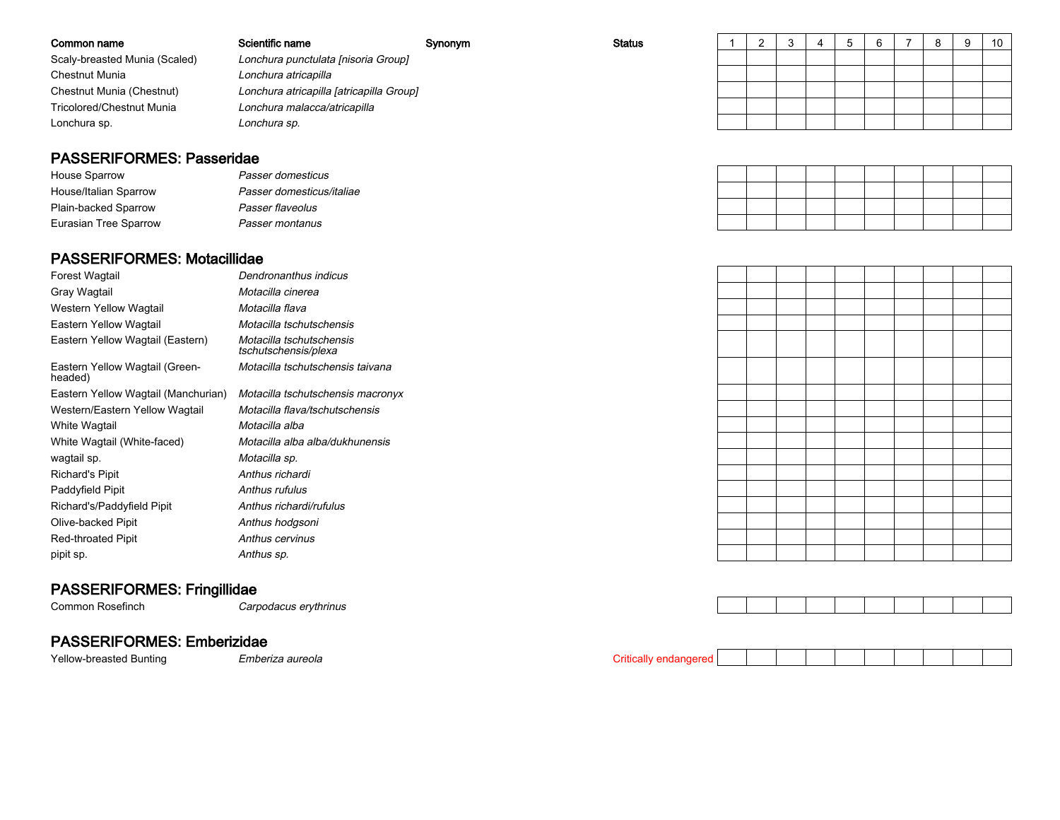| Common name | Scientific name | Synonym | Status | 1 | 2 | 3 | 4 | 5 | 6 | 7 | 8 | 9 | 10 |
|---|---|---|---|---|---|---|---|---|---|---|---|---|---|
| Scaly-breasted Munia (Scaled) | *Lonchura punctulata [nisoria Group]* | | | | | | | | | | | | |
| Chestnut Munia | *Lonchura atricapilla* | | | | | | | | | | | | |
| Chestnut Munia (Chestnut) | *Lonchura atricapilla [atricapilla Group]* | | | | | | | | | | | | |
| Tricolored/Chestnut Munia | *Lonchura malacca/atricapilla* | | | | | | | | | | | | |
| Lonchura sp. | *Lonchura sp.* | | | | | | | | | | | | |

## PASSERIFORMES: Passeridae

| Common name | Scientific name | Synonym | Status | 1 | 2 | 3 | 4 | 5 | 6 | 7 | 8 | 9 | 10 |
|---|---|---|---|---|---|---|---|---|---|---|---|---|---|
| House Sparrow | *Passer domesticus* | | | | | | | | | | | | |
| House/Italian Sparrow | *Passer domesticus/italiae* | | | | | | | | | | | | |
| Plain-backed Sparrow | *Passer flaveolus* | | | | | | | | | | | | |
| Eurasian Tree Sparrow | *Passer montanus* | | | | | | | | | | | | |

## PASSERIFORMES: Motacillidae

| Common name | Scientific name | Synonym | Status | 1 | 2 | 3 | 4 | 5 | 6 | 7 | 8 | 9 | 10 |
|---|---|---|---|---|---|---|---|---|---|---|---|---|---|
| Forest Wagtail | *Dendronanthus indicus* | | | | | | | | | | | | |
| Gray Wagtail | *Motacilla cinerea* | | | | | | | | | | | | |
| Western Yellow Wagtail | *Motacilla flava* | | | | | | | | | | | | |
| Eastern Yellow Wagtail | *Motacilla tschutschensis* | | | | | | | | | | | | |
| Eastern Yellow Wagtail (Eastern) | *Motacilla tschutschensis tschutschensis/plexa* | | | | | | | | | | | | |
| Eastern Yellow Wagtail (Green-headed) | *Motacilla tschutschensis taivana* | | | | | | | | | | | | |
| Eastern Yellow Wagtail (Manchurian) | *Motacilla tschutschensis macronyx* | | | | | | | | | | | | |
| Western/Eastern Yellow Wagtail | *Motacilla flava/tschutschensis* | | | | | | | | | | | | |
| White Wagtail | *Motacilla alba* | | | | | | | | | | | | |
| White Wagtail (White-faced) | *Motacilla alba alba/dukhunensis* | | | | | | | | | | | | |
| wagtail sp. | *Motacilla sp.* | | | | | | | | | | | | |
| Richard's Pipit | *Anthus richardi* | | | | | | | | | | | | |
| Paddyfield Pipit | *Anthus rufulus* | | | | | | | | | | | | |
| Richard's/Paddyfield Pipit | *Anthus richardi/rufulus* | | | | | | | | | | | | |
| Olive-backed Pipit | *Anthus hodgsoni* | | | | | | | | | | | | |
| Red-throated Pipit | *Anthus cervinus* | | | | | | | | | | | | |
| pipit sp. | *Anthus sp.* | | | | | | | | | | | | |

## PASSERIFORMES: Fringillidae

| Common name | Scientific name | Synonym | Status | 1 | 2 | 3 | 4 | 5 | 6 | 7 | 8 | 9 | 10 |
|---|---|---|---|---|---|---|---|---|---|---|---|---|---|
| Common Rosefinch | *Carpodacus erythrinus* | | | | | | | | | | | | |

## PASSERIFORMES: Emberizidae

| Common name | Scientific name | Synonym | Status | 1 | 2 | 3 | 4 | 5 | 6 | 7 | 8 | 9 | 10 |
|---|---|---|---|---|---|---|---|---|---|---|---|---|---|
| Yellow-breasted Bunting | *Emberiza aureola* | | Critically endangered | | | | | | | | | | |